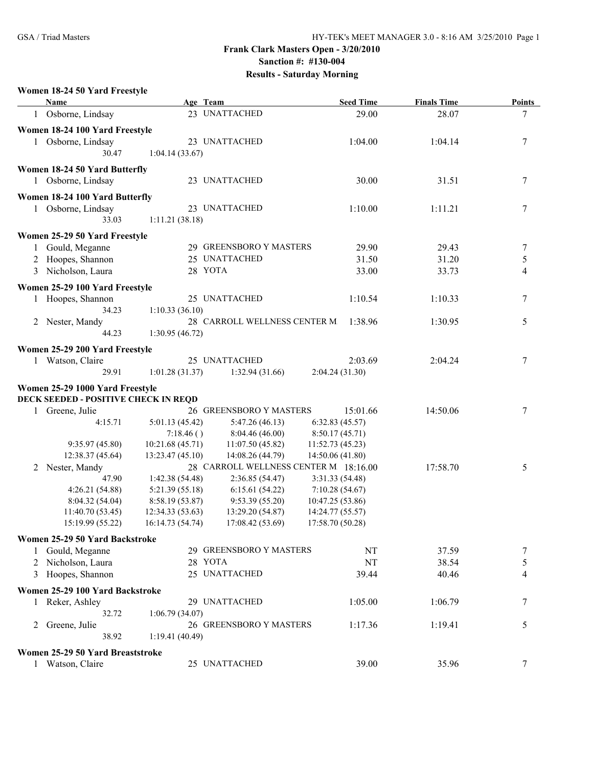**Frank Clark Masters Open - 3/20/2010**

**Sanction #: #130-004**

**Results - Saturday Morning**

### Women 18-24 50 Yard Freestyle

| | Name | Age | Team | Seed Time | Finals Time | Points |
|---|---|---|---|---|---|---|
| 1 | Osborne, Lindsay | 23 | UNATTACHED | 29.00 | 28.07 | 7 |

### Women 18-24 100 Yard Freestyle

| | Name | Age | Team | Seed Time | Finals Time | Points |
|---|---|---|---|---|---|---|
| 1 | Osborne, Lindsay | 23 | UNATTACHED | 1:04.00 | 1:04.14 | 7 |
| | 30.47 | 1:04.14 (33.67) | | | | |

### Women 18-24 50 Yard Butterfly

| | Name | Age | Team | Seed Time | Finals Time | Points |
|---|---|---|---|---|---|---|
| 1 | Osborne, Lindsay | 23 | UNATTACHED | 30.00 | 31.51 | 7 |

### Women 18-24 100 Yard Butterfly

| | Name | Age | Team | Seed Time | Finals Time | Points |
|---|---|---|---|---|---|---|
| 1 | Osborne, Lindsay | 23 | UNATTACHED | 1:10.00 | 1:11.21 | 7 |
| | 33.03 | 1:11.21 (38.18) | | | | |

### Women 25-29 50 Yard Freestyle

| | Name | Age | Team | Seed Time | Finals Time | Points |
|---|---|---|---|---|---|---|
| 1 | Gould, Meganne | 29 | GREENSBORO Y MASTERS | 29.90 | 29.43 | 7 |
| 2 | Hoopes, Shannon | 25 | UNATTACHED | 31.50 | 31.20 | 5 |
| 3 | Nicholson, Laura | 28 | YOTA | 33.00 | 33.73 | 4 |

### Women 25-29 100 Yard Freestyle

| | Name | Age | Team | Seed Time | Finals Time | Points |
|---|---|---|---|---|---|---|
| 1 | Hoopes, Shannon | 25 | UNATTACHED | 1:10.54 | 1:10.33 | 7 |
| | 34.23 | 1:10.33 (36.10) | | | | |
| 2 | Nester, Mandy | 28 | CARROLL WELLNESS CENTER M | 1:38.96 | 1:30.95 | 5 |
| | 44.23 | 1:30.95 (46.72) | | | | |

### Women 25-29 200 Yard Freestyle

| | Name | Age | Team | Seed Time | Finals Time | Points |
|---|---|---|---|---|---|---|
| 1 | Watson, Claire | 25 | UNATTACHED | 2:03.69 | 2:04.24 | 7 |

29.91 1:01.28 (31.37) 1:32.94 (31.66) 2:04.24 (31.30)

### Women 25-29 1000 Yard Freestyle

**DECK SEEDED - POSITIVE CHECK IN REQD**

| | Name | Age | Team | Seed Time | Finals Time | Points |
|---|---|---|---|---|---|---|
| 1 | Greene, Julie | 26 | GREENSBORO Y MASTERS | 15:01.66 | 14:50.06 | 7 |

4:15.71 5:01.13 (45.42) 5:47.26 (46.13) 6:32.83 (45.57)
7:18.46 ( ) 8:04.46 (46.00) 8:50.17 (45.71)
9:35.97 (45.80) 10:21.68 (45.71) 11:07.50 (45.82) 11:52.73 (45.23)
12:38.37 (45.64) 13:23.47 (45.10) 14:08.26 (44.79) 14:50.06 (41.80)

| | Name | Age | Team | Seed Time | Finals Time | Points |
|---|---|---|---|---|---|---|
| 2 | Nester, Mandy | 28 | CARROLL WELLNESS CENTER M | 18:16.00 | 17:58.70 | 5 |

47.90 1:42.38 (54.48) 2:36.85 (54.47) 3:31.33 (54.48)
4:26.21 (54.88) 5:21.39 (55.18) 6:15.61 (54.22) 7:10.28 (54.67)
8:04.32 (54.04) 8:58.19 (53.87) 9:53.39 (55.20) 10:47.25 (53.86)
11:40.70 (53.45) 12:34.33 (53.63) 13:29.20 (54.87) 14:24.77 (55.57)
15:19.99 (55.22) 16:14.73 (54.74) 17:08.42 (53.69) 17:58.70 (50.28)

### Women 25-29 50 Yard Backstroke

| | Name | Age | Team | Seed Time | Finals Time | Points |
|---|---|---|---|---|---|---|
| 1 | Gould, Meganne | 29 | GREENSBORO Y MASTERS | NT | 37.59 | 7 |
| 2 | Nicholson, Laura | 28 | YOTA | NT | 38.54 | 5 |
| 3 | Hoopes, Shannon | 25 | UNATTACHED | 39.44 | 40.46 | 4 |

### Women 25-29 100 Yard Backstroke

| | Name | Age | Team | Seed Time | Finals Time | Points |
|---|---|---|---|---|---|---|
| 1 | Reker, Ashley | 29 | UNATTACHED | 1:05.00 | 1:06.79 | 7 |
| | 32.72 | 1:06.79 (34.07) | | | | |
| 2 | Greene, Julie | 26 | GREENSBORO Y MASTERS | 1:17.36 | 1:19.41 | 5 |
| | 38.92 | 1:19.41 (40.49) | | | | |

### Women 25-29 50 Yard Breaststroke

| | Name | Age | Team | Seed Time | Finals Time | Points |
|---|---|---|---|---|---|---|
| 1 | Watson, Claire | 25 | UNATTACHED | 39.00 | 35.96 | 7 |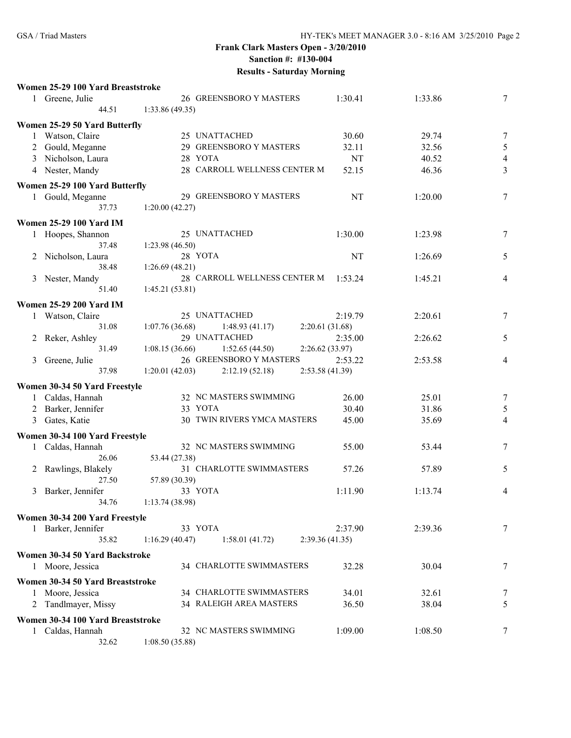## Frank Clark Masters Open - 3/20/2010
### Sanction #: #130-004
### Results - Saturday Morning

**Women 25-29 100 Yard Breaststroke**

| Place | Name | Age | Team | Seed Time | Finals Time | Points |
|---|---|---|---|---|---|---|
| 1 | Greene, Julie | 26 | GREENSBORO Y MASTERS | 1:30.41 | 1:33.86 | 7 |
| | 44.51 | | 1:33.86 (49.35) | | | |

**Women 25-29 50 Yard Butterfly**

| Place | Name | Age | Team | Seed Time | Finals Time | Points |
|---|---|---|---|---|---|---|
| 1 | Watson, Claire | 25 | UNATTACHED | 30.60 | 29.74 | 7 |
| 2 | Gould, Meganne | 29 | GREENSBORO Y MASTERS | 32.11 | 32.56 | 5 |
| 3 | Nicholson, Laura | 28 | YOTA | NT | 40.52 | 4 |
| 4 | Nester, Mandy | 28 | CARROLL WELLNESS CENTER M | 52.15 | 46.36 | 3 |

**Women 25-29 100 Yard Butterfly**

| Place | Name | Age | Team | Seed Time | Finals Time | Points |
|---|---|---|---|---|---|---|
| 1 | Gould, Meganne | 29 | GREENSBORO Y MASTERS | NT | 1:20.00 | 7 |
| | 37.73 | | 1:20.00 (42.27) | | | |

**Women 25-29 100 Yard IM**

| Place | Name | Age | Team | Seed Time | Finals Time | Points |
|---|---|---|---|---|---|---|
| 1 | Hoopes, Shannon | 25 | UNATTACHED | 1:30.00 | 1:23.98 | 7 |
| | 37.48 | | 1:23.98 (46.50) | | | |
| 2 | Nicholson, Laura | 28 | YOTA | NT | 1:26.69 | 5 |
| | 38.48 | | 1:26.69 (48.21) | | | |
| 3 | Nester, Mandy | 28 | CARROLL WELLNESS CENTER M | 1:53.24 | 1:45.21 | 4 |
| | 51.40 | | 1:45.21 (53.81) | | | |

**Women 25-29 200 Yard IM**

| Place | Name | Age | Team | Seed Time | Finals Time | Points |
|---|---|---|---|---|---|---|
| 1 | Watson, Claire | 25 | UNATTACHED | 2:19.79 | 2:20.61 | 7 |
| | 31.08 | | 1:07.76 (36.68) 1:48.93 (41.17) 2:20.61 (31.68) | | | |
| 2 | Reker, Ashley | 29 | UNATTACHED | 2:35.00 | 2:26.62 | 5 |
| | 31.49 | | 1:08.15 (36.66) 1:52.65 (44.50) 2:26.62 (33.97) | | | |
| 3 | Greene, Julie | 26 | GREENSBORO Y MASTERS | 2:53.22 | 2:53.58 | 4 |
| | 37.98 | | 1:20.01 (42.03) 2:12.19 (52.18) 2:53.58 (41.39) | | | |

**Women 30-34 50 Yard Freestyle**

| Place | Name | Age | Team | Seed Time | Finals Time | Points |
|---|---|---|---|---|---|---|
| 1 | Caldas, Hannah | 32 | NC MASTERS SWIMMING | 26.00 | 25.01 | 7 |
| 2 | Barker, Jennifer | 33 | YOTA | 30.40 | 31.86 | 5 |
| 3 | Gates, Katie | 30 | TWIN RIVERS YMCA MASTERS | 45.00 | 35.69 | 4 |

**Women 30-34 100 Yard Freestyle**

| Place | Name | Age | Team | Seed Time | Finals Time | Points |
|---|---|---|---|---|---|---|
| 1 | Caldas, Hannah | 32 | NC MASTERS SWIMMING | 55.00 | 53.44 | 7 |
| | 26.06 | | 53.44 (27.38) | | | |
| 2 | Rawlings, Blakely | 31 | CHARLOTTE SWIMMASTERS | 57.26 | 57.89 | 5 |
| | 27.50 | | 57.89 (30.39) | | | |
| 3 | Barker, Jennifer | 33 | YOTA | 1:11.90 | 1:13.74 | 4 |
| | 34.76 | | 1:13.74 (38.98) | | | |

**Women 30-34 200 Yard Freestyle**

| Place | Name | Age | Team | Seed Time | Finals Time | Points |
|---|---|---|---|---|---|---|
| 1 | Barker, Jennifer | 33 | YOTA | 2:37.90 | 2:39.36 | 7 |
| | 35.82 | | 1:16.29 (40.47) 1:58.01 (41.72) 2:39.36 (41.35) | | | |

**Women 30-34 50 Yard Backstroke**

| Place | Name | Age | Team | Seed Time | Finals Time | Points |
|---|---|---|---|---|---|---|
| 1 | Moore, Jessica | 34 | CHARLOTTE SWIMMASTERS | 32.28 | 30.04 | 7 |

**Women 30-34 50 Yard Breaststroke**

| Place | Name | Age | Team | Seed Time | Finals Time | Points |
|---|---|---|---|---|---|---|
| 1 | Moore, Jessica | 34 | CHARLOTTE SWIMMASTERS | 34.01 | 32.61 | 7 |
| 2 | Tandlmayer, Missy | 34 | RALEIGH AREA MASTERS | 36.50 | 38.04 | 5 |

**Women 30-34 100 Yard Breaststroke**

| Place | Name | Age | Team | Seed Time | Finals Time | Points |
|---|---|---|---|---|---|---|
| 1 | Caldas, Hannah | 32 | NC MASTERS SWIMMING | 1:09.00 | 1:08.50 | 7 |
| | 32.62 | | 1:08.50 (35.88) | | | |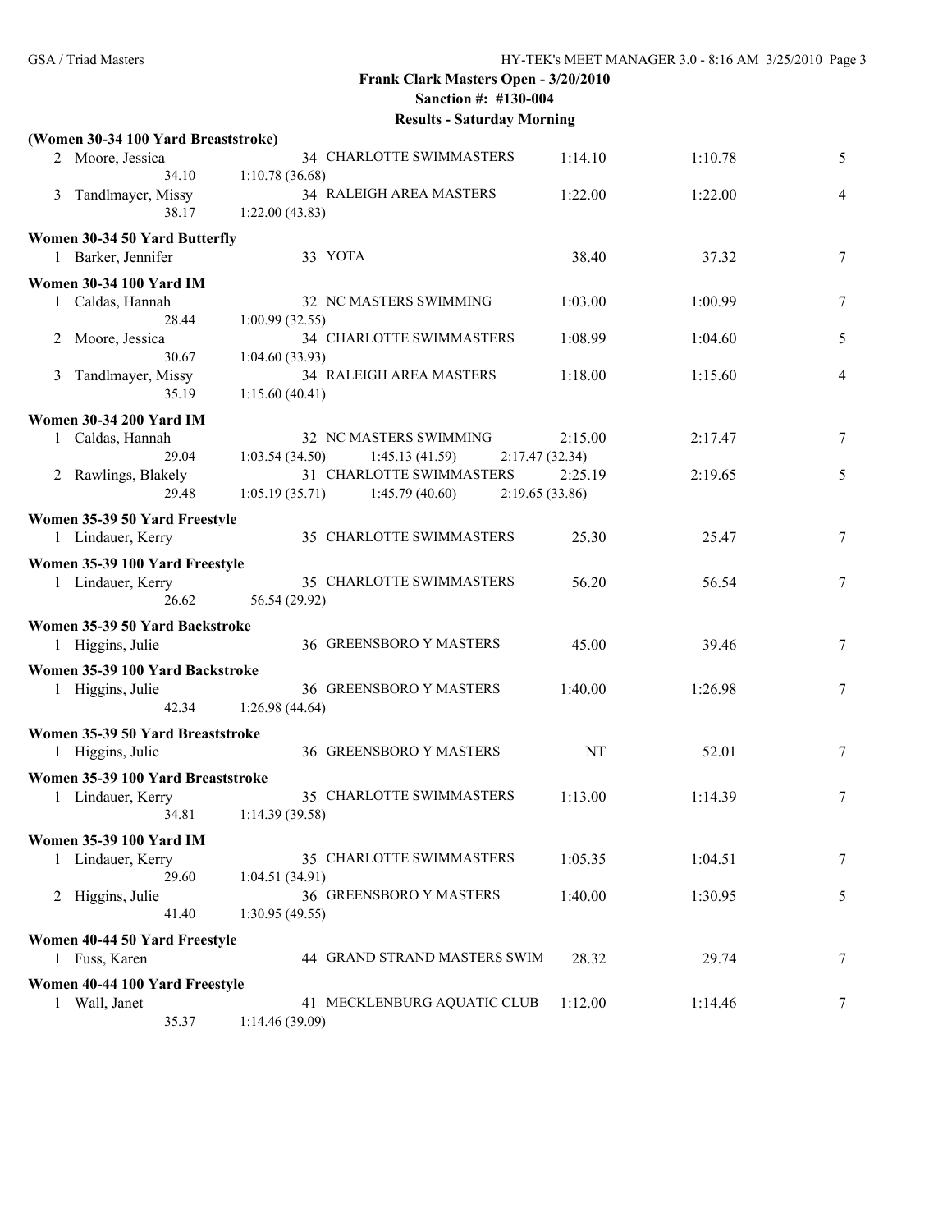**Frank Clark Masters Open - 3/20/2010**
**Sanction #: #130-004**
**Results - Saturday Morning**

**(Women 30-34 100 Yard Breaststroke)**

```
  2 Moore, Jessica               34 CHARLOTTE SWIMMASTERS        1:14.10      1:10.78      5
        34.10      1:10.78 (36.68)
  3 Tandlmayer, Missy            34 RALEIGH AREA MASTERS         1:22.00      1:22.00      4
        38.17      1:22.00 (43.83)
```

**Women 30-34 50 Yard Butterfly**

```
  1 Barker, Jennifer             33 YOTA                           38.40        37.32      7
```

**Women 30-34 100 Yard IM**

```
  1 Caldas, Hannah               32 NC MASTERS SWIMMING          1:03.00      1:00.99      7
        28.44      1:00.99 (32.55)
  2 Moore, Jessica               34 CHARLOTTE SWIMMASTERS        1:08.99      1:04.60      5
        30.67      1:04.60 (33.93)
  3 Tandlmayer, Missy            34 RALEIGH AREA MASTERS         1:18.00      1:15.60      4
        35.19      1:15.60 (40.41)
```

**Women 30-34 200 Yard IM**

```
  1 Caldas, Hannah               32 NC MASTERS SWIMMING          2:15.00      2:17.47      7
        29.04      1:03.54 (34.50)      1:45.13 (41.59)      2:17.47 (32.34)
  2 Rawlings, Blakely            31 CHARLOTTE SWIMMASTERS        2:25.19      2:19.65      5
        29.48      1:05.19 (35.71)      1:45.79 (40.60)      2:19.65 (33.86)
```

**Women 35-39 50 Yard Freestyle**

```
  1 Lindauer, Kerry              35 CHARLOTTE SWIMMASTERS          25.30        25.47      7
```

**Women 35-39 100 Yard Freestyle**

```
  1 Lindauer, Kerry              35 CHARLOTTE SWIMMASTERS          56.20        56.54      7
        26.62      56.54 (29.92)
```

**Women 35-39 50 Yard Backstroke**

```
  1 Higgins, Julie               36 GREENSBORO Y MASTERS           45.00        39.46      7
```

**Women 35-39 100 Yard Backstroke**

```
  1 Higgins, Julie               36 GREENSBORO Y MASTERS         1:40.00      1:26.98      7
        42.34      1:26.98 (44.64)
```

**Women 35-39 50 Yard Breaststroke**

```
  1 Higgins, Julie               36 GREENSBORO Y MASTERS              NT        52.01      7
```

**Women 35-39 100 Yard Breaststroke**

```
  1 Lindauer, Kerry              35 CHARLOTTE SWIMMASTERS        1:13.00      1:14.39      7
        34.81      1:14.39 (39.58)
```

**Women 35-39 100 Yard IM**

```
  1 Lindauer, Kerry              35 CHARLOTTE SWIMMASTERS        1:05.35      1:04.51      7
        29.60      1:04.51 (34.91)
  2 Higgins, Julie               36 GREENSBORO Y MASTERS         1:40.00      1:30.95      5
        41.40      1:30.95 (49.55)
```

**Women 40-44 50 Yard Freestyle**

```
  1 Fuss, Karen                  44 GRAND STRAND MASTERS SWIM      28.32        29.74      7
```

**Women 40-44 100 Yard Freestyle**

```
  1 Wall, Janet                  41 MECKLENBURG AQUATIC CLUB     1:12.00      1:14.46      7
        35.37      1:14.46 (39.09)
```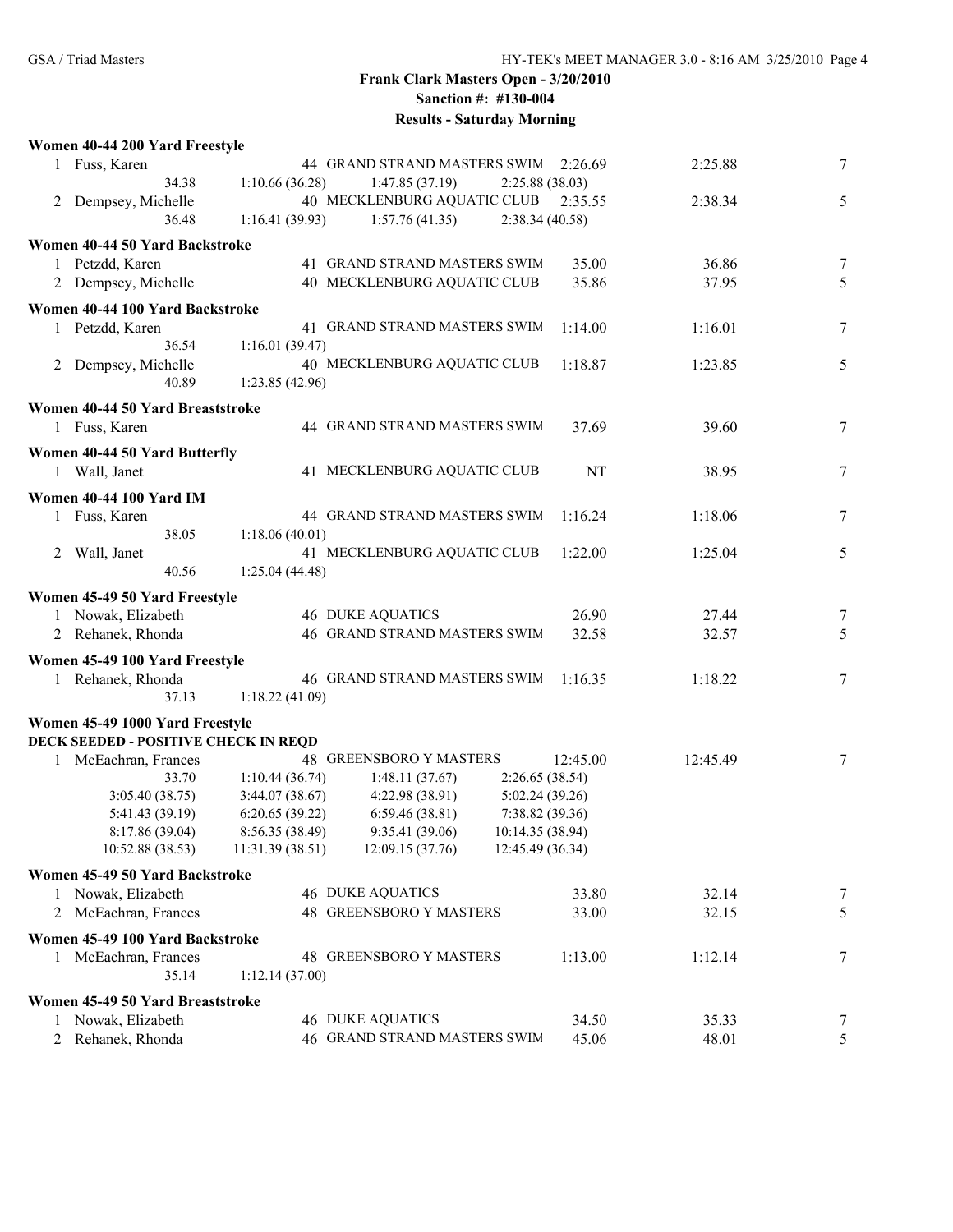**Frank Clark Masters Open - 3/20/2010**
**Sanction #: #130-004**
**Results - Saturday Morning**

### Women 40-44 200 Yard Freestyle

| | Name | Age | Team | Seed Time | Finals Time | Points |
|---|---|---|---|---|---|---|
| 1 | Fuss, Karen | 44 | GRAND STRAND MASTERS SWIM | 2:26.69 | 2:25.88 | 7 |
| | 34.38 | 1:10.66 (36.28) | 1:47.85 (37.19) | 2:25.88 (38.03) | | |
| 2 | Dempsey, Michelle | 40 | MECKLENBURG AQUATIC CLUB | 2:35.55 | 2:38.34 | 5 |
| | 36.48 | 1:16.41 (39.93) | 1:57.76 (41.35) | 2:38.34 (40.58) | | |

### Women 40-44 50 Yard Backstroke

| | Name | Age | Team | Seed Time | Finals Time | Points |
|---|---|---|---|---|---|---|
| 1 | Petzdd, Karen | 41 | GRAND STRAND MASTERS SWIM | 35.00 | 36.86 | 7 |
| 2 | Dempsey, Michelle | 40 | MECKLENBURG AQUATIC CLUB | 35.86 | 37.95 | 5 |

### Women 40-44 100 Yard Backstroke

| | Name | Age | Team | Seed Time | Finals Time | Points |
|---|---|---|---|---|---|---|
| 1 | Petzdd, Karen | 41 | GRAND STRAND MASTERS SWIM | 1:14.00 | 1:16.01 | 7 |
| | 36.54 | 1:16.01 (39.47) | | | | |
| 2 | Dempsey, Michelle | 40 | MECKLENBURG AQUATIC CLUB | 1:18.87 | 1:23.85 | 5 |
| | 40.89 | 1:23.85 (42.96) | | | | |

### Women 40-44 50 Yard Breaststroke

| | Name | Age | Team | Seed Time | Finals Time | Points |
|---|---|---|---|---|---|---|
| 1 | Fuss, Karen | 44 | GRAND STRAND MASTERS SWIM | 37.69 | 39.60 | 7 |

### Women 40-44 50 Yard Butterfly

| | Name | Age | Team | Seed Time | Finals Time | Points |
|---|---|---|---|---|---|---|
| 1 | Wall, Janet | 41 | MECKLENBURG AQUATIC CLUB | NT | 38.95 | 7 |

### Women 40-44 100 Yard IM

| | Name | Age | Team | Seed Time | Finals Time | Points |
|---|---|---|---|---|---|---|
| 1 | Fuss, Karen | 44 | GRAND STRAND MASTERS SWIM | 1:16.24 | 1:18.06 | 7 |
| | 38.05 | 1:18.06 (40.01) | | | | |
| 2 | Wall, Janet | 41 | MECKLENBURG AQUATIC CLUB | 1:22.00 | 1:25.04 | 5 |
| | 40.56 | 1:25.04 (44.48) | | | | |

### Women 45-49 50 Yard Freestyle

| | Name | Age | Team | Seed Time | Finals Time | Points |
|---|---|---|---|---|---|---|
| 1 | Nowak, Elizabeth | 46 | DUKE AQUATICS | 26.90 | 27.44 | 7 |
| 2 | Rehanek, Rhonda | 46 | GRAND STRAND MASTERS SWIM | 32.58 | 32.57 | 5 |

### Women 45-49 100 Yard Freestyle

| | Name | Age | Team | Seed Time | Finals Time | Points |
|---|---|---|---|---|---|---|
| 1 | Rehanek, Rhonda | 46 | GRAND STRAND MASTERS SWIM | 1:16.35 | 1:18.22 | 7 |
| | 37.13 | 1:18.22 (41.09) | | | | |

### Women 45-49 1000 Yard Freestyle

**DECK SEEDED - POSITIVE CHECK IN REQD**

| | Name | Age | Team | Seed Time | Finals Time | Points |
|---|---|---|---|---|---|---|
| 1 | McEachran, Frances | 48 | GREENSBORO Y MASTERS | 12:45.00 | 12:45.49 | 7 |
| | 33.70 | 1:10.44 (36.74) | 1:48.11 (37.67) | 2:26.65 (38.54) | | |
| | 3:05.40 (38.75) | 3:44.07 (38.67) | 4:22.98 (38.91) | 5:02.24 (39.26) | | |
| | 5:41.43 (39.19) | 6:20.65 (39.22) | 6:59.46 (38.81) | 7:38.82 (39.36) | | |
| | 8:17.86 (39.04) | 8:56.35 (38.49) | 9:35.41 (39.06) | 10:14.35 (38.94) | | |
| | 10:52.88 (38.53) | 11:31.39 (38.51) | 12:09.15 (37.76) | 12:45.49 (36.34) | | |

### Women 45-49 50 Yard Backstroke

| | Name | Age | Team | Seed Time | Finals Time | Points |
|---|---|---|---|---|---|---|
| 1 | Nowak, Elizabeth | 46 | DUKE AQUATICS | 33.80 | 32.14 | 7 |
| 2 | McEachran, Frances | 48 | GREENSBORO Y MASTERS | 33.00 | 32.15 | 5 |

### Women 45-49 100 Yard Backstroke

| | Name | Age | Team | Seed Time | Finals Time | Points |
|---|---|---|---|---|---|---|
| 1 | McEachran, Frances | 48 | GREENSBORO Y MASTERS | 1:13.00 | 1:12.14 | 7 |
| | 35.14 | 1:12.14 (37.00) | | | | |

### Women 45-49 50 Yard Breaststroke

| | Name | Age | Team | Seed Time | Finals Time | Points |
|---|---|---|---|---|---|---|
| 1 | Nowak, Elizabeth | 46 | DUKE AQUATICS | 34.50 | 35.33 | 7 |
| 2 | Rehanek, Rhonda | 46 | GRAND STRAND MASTERS SWIM | 45.06 | 48.01 | 5 |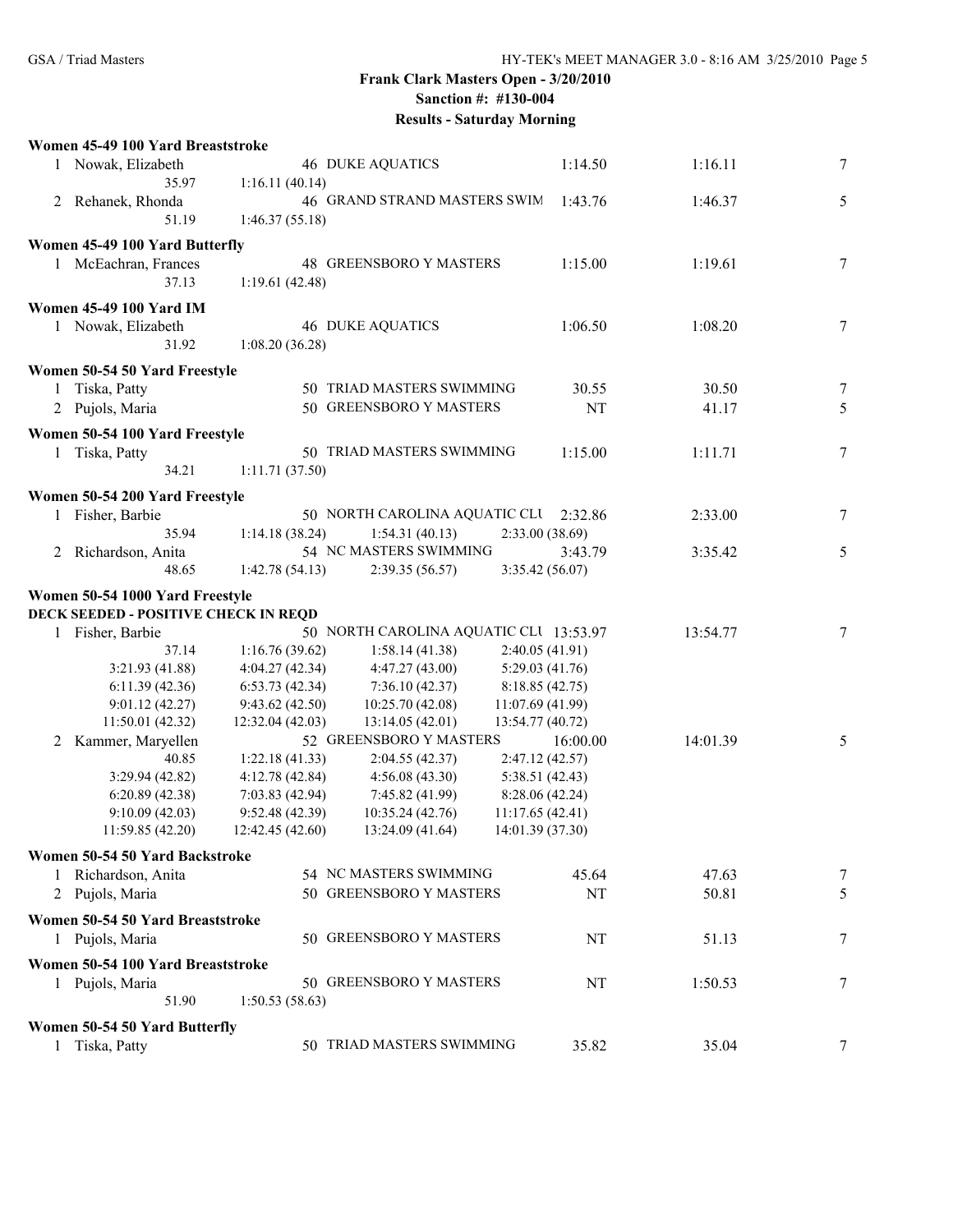**Frank Clark Masters Open - 3/20/2010**
**Sanction #: #130-004**
**Results - Saturday Morning**

### Women 45-49 100 Yard Breaststroke

1 Nowak, Elizabeth — 46 DUKE AQUATICS — 1:14.50 — 1:16.11 — 7
  35.97 — 1:16.11 (40.14)

2 Rehanek, Rhonda — 46 GRAND STRAND MASTERS SWIM — 1:43.76 — 1:46.37 — 5
  51.19 — 1:46.37 (55.18)

### Women 45-49 100 Yard Butterfly

1 McEachran, Frances — 48 GREENSBORO Y MASTERS — 1:15.00 — 1:19.61 — 7
  37.13 — 1:19.61 (42.48)

### Women 45-49 100 Yard IM

1 Nowak, Elizabeth — 46 DUKE AQUATICS — 1:06.50 — 1:08.20 — 7
  31.92 — 1:08.20 (36.28)

### Women 50-54 50 Yard Freestyle

1 Tiska, Patty — 50 TRIAD MASTERS SWIMMING — 30.55 — 30.50 — 7

2 Pujols, Maria — 50 GREENSBORO Y MASTERS — NT — 41.17 — 5

### Women 50-54 100 Yard Freestyle

1 Tiska, Patty — 50 TRIAD MASTERS SWIMMING — 1:15.00 — 1:11.71 — 7
  34.21 — 1:11.71 (37.50)

### Women 50-54 200 Yard Freestyle

1 Fisher, Barbie — 50 NORTH CAROLINA AQUATIC CLU — 2:32.86 — 2:33.00 — 7
  35.94 — 1:14.18 (38.24) — 1:54.31 (40.13) — 2:33.00 (38.69)

2 Richardson, Anita — 54 NC MASTERS SWIMMING — 3:43.79 — 3:35.42 — 5
  48.65 — 1:42.78 (54.13) — 2:39.35 (56.57) — 3:35.42 (56.07)

### Women 50-54 1000 Yard Freestyle

**DECK SEEDED - POSITIVE CHECK IN REQD**

1 Fisher, Barbie — 50 NORTH CAROLINA AQUATIC CLU — 13:53.97 — 13:54.77 — 7
  37.14 — 1:16.76 (39.62) — 1:58.14 (41.38) — 2:40.05 (41.91)
  3:21.93 (41.88) — 4:04.27 (42.34) — 4:47.27 (43.00) — 5:29.03 (41.76)
  6:11.39 (42.36) — 6:53.73 (42.34) — 7:36.10 (42.37) — 8:18.85 (42.75)
  9:01.12 (42.27) — 9:43.62 (42.50) — 10:25.70 (42.08) — 11:07.69 (41.99)
  11:50.01 (42.32) — 12:32.04 (42.03) — 13:14.05 (42.01) — 13:54.77 (40.72)

2 Kammer, Maryellen — 52 GREENSBORO Y MASTERS — 16:00.00 — 14:01.39 — 5
  40.85 — 1:22.18 (41.33) — 2:04.55 (42.37) — 2:47.12 (42.57)
  3:29.94 (42.82) — 4:12.78 (42.84) — 4:56.08 (43.30) — 5:38.51 (42.43)
  6:20.89 (42.38) — 7:03.83 (42.94) — 7:45.82 (41.99) — 8:28.06 (42.24)
  9:10.09 (42.03) — 9:52.48 (42.39) — 10:35.24 (42.76) — 11:17.65 (42.41)
  11:59.85 (42.20) — 12:42.45 (42.60) — 13:24.09 (41.64) — 14:01.39 (37.30)

### Women 50-54 50 Yard Backstroke

1 Richardson, Anita — 54 NC MASTERS SWIMMING — 45.64 — 47.63 — 7

2 Pujols, Maria — 50 GREENSBORO Y MASTERS — NT — 50.81 — 5

### Women 50-54 50 Yard Breaststroke

1 Pujols, Maria — 50 GREENSBORO Y MASTERS — NT — 51.13 — 7

### Women 50-54 100 Yard Breaststroke

1 Pujols, Maria — 50 GREENSBORO Y MASTERS — NT — 1:50.53 — 7
  51.90 — 1:50.53 (58.63)

### Women 50-54 50 Yard Butterfly

1 Tiska, Patty — 50 TRIAD MASTERS SWIMMING — 35.82 — 35.04 — 7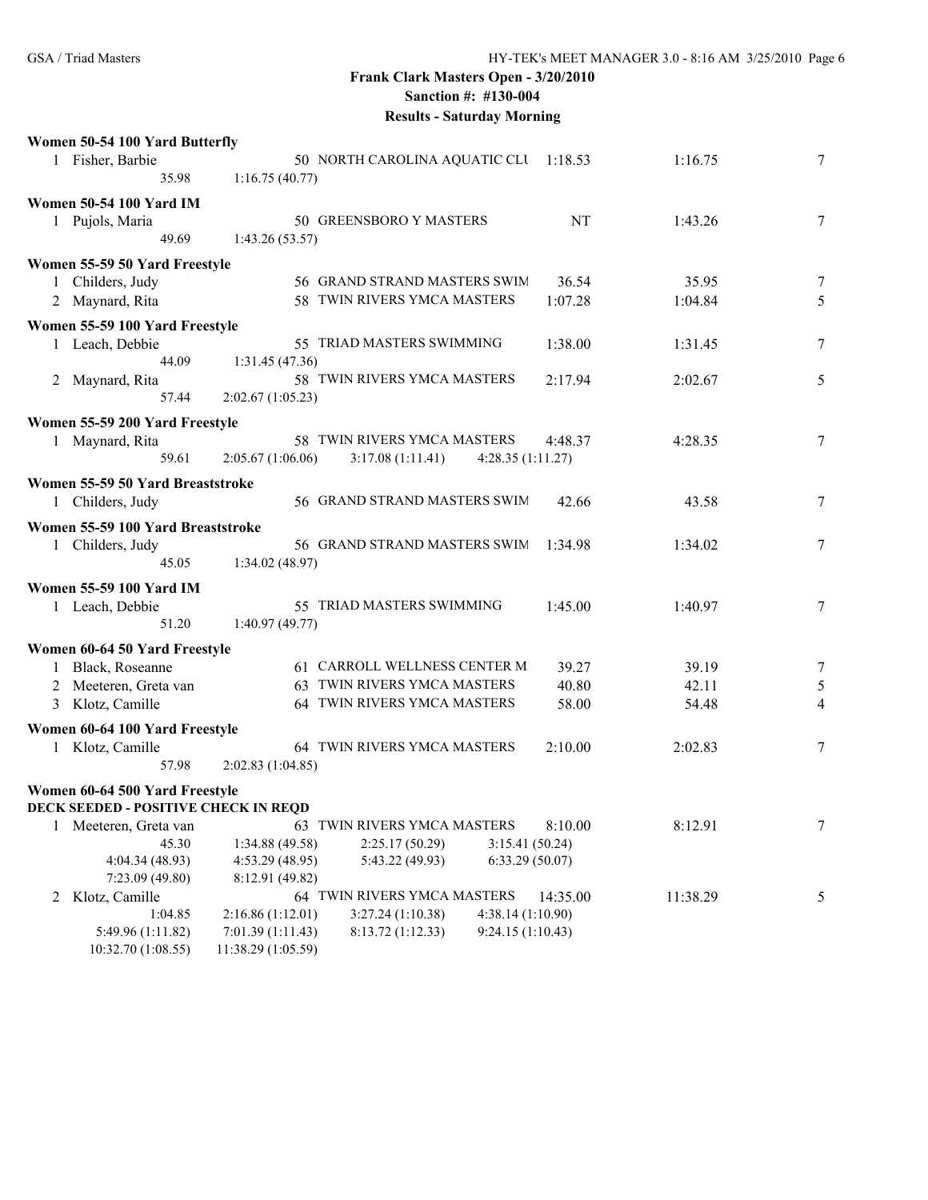**Frank Clark Masters Open - 3/20/2010**

**Sanction #: #130-004**

**Results - Saturday Morning**

**Women 50-54 100 Yard Butterfly**

| | Name | Age | Team | Seed | Finals | Points |
|---|---|---|---|---|---|---|
| 1 | Fisher, Barbie | 50 | NORTH CAROLINA AQUATIC CLU | 1:18.53 | 1:16.75 | 7 |
| | 35.98 | 1:16.75 (40.77) | | | | |

**Women 50-54 100 Yard IM**

| | Name | Age | Team | Seed | Finals | Points |
|---|---|---|---|---|---|---|
| 1 | Pujols, Maria | 50 | GREENSBORO Y MASTERS | NT | 1:43.26 | 7 |
| | 49.69 | 1:43.26 (53.57) | | | | |

**Women 55-59 50 Yard Freestyle**

| | Name | Age | Team | Seed | Finals | Points |
|---|---|---|---|---|---|---|
| 1 | Childers, Judy | 56 | GRAND STRAND MASTERS SWIM | 36.54 | 35.95 | 7 |
| 2 | Maynard, Rita | 58 | TWIN RIVERS YMCA MASTERS | 1:07.28 | 1:04.84 | 5 |

**Women 55-59 100 Yard Freestyle**

| | Name | Age | Team | Seed | Finals | Points |
|---|---|---|---|---|---|---|
| 1 | Leach, Debbie | 55 | TRIAD MASTERS SWIMMING | 1:38.00 | 1:31.45 | 7 |
| | 44.09 | 1:31.45 (47.36) | | | | |
| 2 | Maynard, Rita | 58 | TWIN RIVERS YMCA MASTERS | 2:17.94 | 2:02.67 | 5 |
| | 57.44 | 2:02.67 (1:05.23) | | | | |

**Women 55-59 200 Yard Freestyle**

| | Name | Age | Team | Seed | Finals | Points |
|---|---|---|---|---|---|---|
| 1 | Maynard, Rita | 58 | TWIN RIVERS YMCA MASTERS | 4:48.37 | 4:28.35 | 7 |
| | 59.61 | 2:05.67 (1:06.06) | 3:17.08 (1:11.41) | 4:28.35 (1:11.27) | | |

**Women 55-59 50 Yard Breaststroke**

| | Name | Age | Team | Seed | Finals | Points |
|---|---|---|---|---|---|---|
| 1 | Childers, Judy | 56 | GRAND STRAND MASTERS SWIM | 42.66 | 43.58 | 7 |

**Women 55-59 100 Yard Breaststroke**

| | Name | Age | Team | Seed | Finals | Points |
|---|---|---|---|---|---|---|
| 1 | Childers, Judy | 56 | GRAND STRAND MASTERS SWIM | 1:34.98 | 1:34.02 | 7 |
| | 45.05 | 1:34.02 (48.97) | | | | |

**Women 55-59 100 Yard IM**

| | Name | Age | Team | Seed | Finals | Points |
|---|---|---|---|---|---|---|
| 1 | Leach, Debbie | 55 | TRIAD MASTERS SWIMMING | 1:45.00 | 1:40.97 | 7 |
| | 51.20 | 1:40.97 (49.77) | | | | |

**Women 60-64 50 Yard Freestyle**

| | Name | Age | Team | Seed | Finals | Points |
|---|---|---|---|---|---|---|
| 1 | Black, Roseanne | 61 | CARROLL WELLNESS CENTER M | 39.27 | 39.19 | 7 |
| 2 | Meeteren, Greta van | 63 | TWIN RIVERS YMCA MASTERS | 40.80 | 42.11 | 5 |
| 3 | Klotz, Camille | 64 | TWIN RIVERS YMCA MASTERS | 58.00 | 54.48 | 4 |

**Women 60-64 100 Yard Freestyle**

| | Name | Age | Team | Seed | Finals | Points |
|---|---|---|---|---|---|---|
| 1 | Klotz, Camille | 64 | TWIN RIVERS YMCA MASTERS | 2:10.00 | 2:02.83 | 7 |
| | 57.98 | 2:02.83 (1:04.85) | | | | |

**Women 60-64 500 Yard Freestyle**

**DECK SEEDED - POSITIVE CHECK IN REQD**

| | Name | Age | Team | Seed | Finals | Points |
|---|---|---|---|---|---|---|
| 1 | Meeteren, Greta van | 63 | TWIN RIVERS YMCA MASTERS | 8:10.00 | 8:12.91 | 7 |
| | 45.30 | 1:34.88 (49.58) | 2:25.17 (50.29) | 3:15.41 (50.24) | | |
| | 4:04.34 (48.93) | 4:53.29 (48.95) | 5:43.22 (49.93) | 6:33.29 (50.07) | | |
| | 7:23.09 (49.80) | 8:12.91 (49.82) | | | | |
| 2 | Klotz, Camille | 64 | TWIN RIVERS YMCA MASTERS | 14:35.00 | 11:38.29 | 5 |
| | 1:04.85 | 2:16.86 (1:12.01) | 3:27.24 (1:10.38) | 4:38.14 (1:10.90) | | |
| | 5:49.96 (1:11.82) | 7:01.39 (1:11.43) | 8:13.72 (1:12.33) | 9:24.15 (1:10.43) | | |
| | 10:32.70 (1:08.55) | 11:38.29 (1:05.59) | | | | |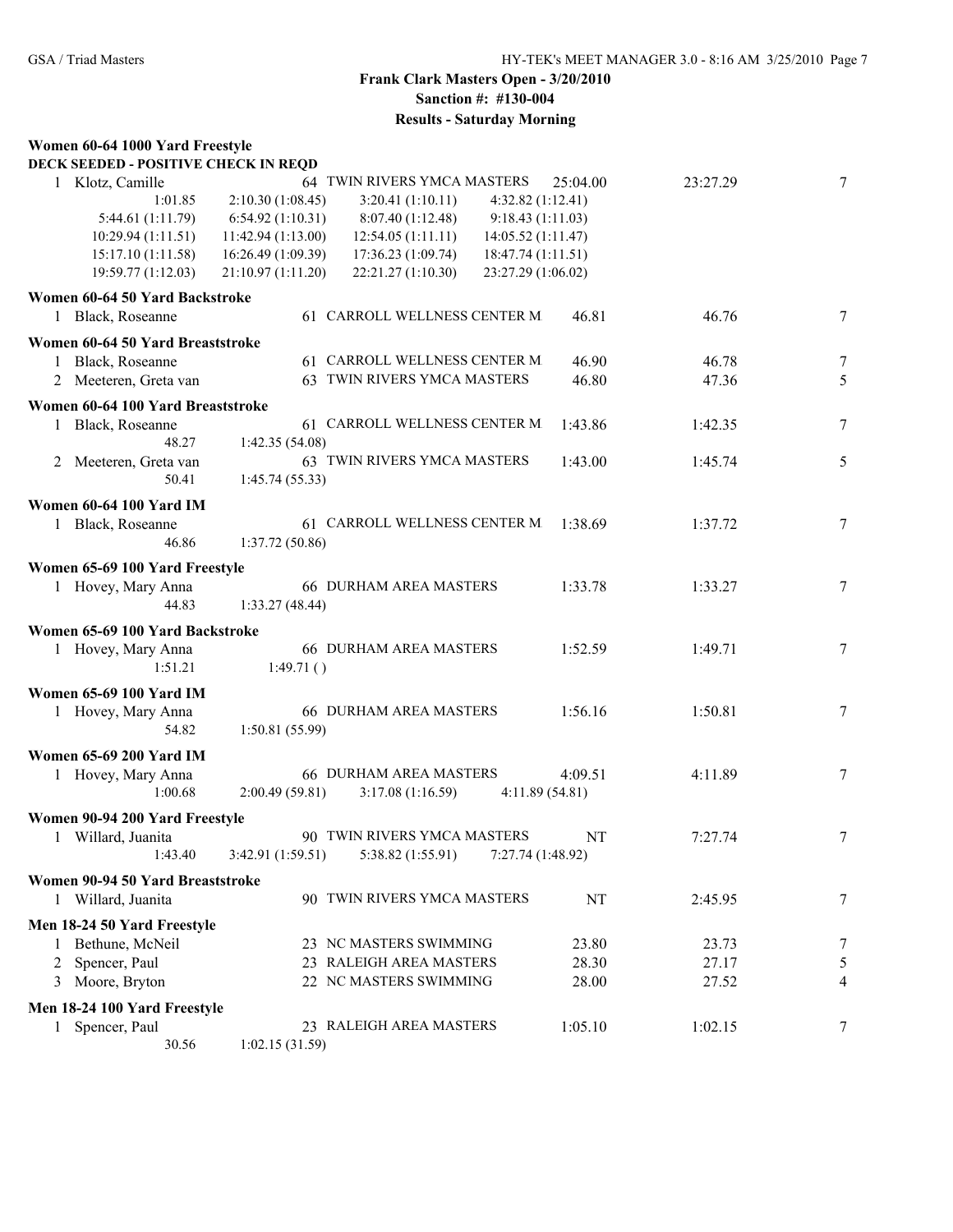**Frank Clark Masters Open - 3/20/2010**

**Sanction #: #130-004**

**Results - Saturday Morning**

### Women 60-64 1000 Yard Freestyle

**DECK SEEDED - POSITIVE CHECK IN REQD**

1 Klotz, Camille — 64 TWIN RIVERS YMCA MASTERS — 25:04.00 — 23:27.29 — 7

| | | | |
|---|---|---|---|
| 1:01.85 | 2:10.30 (1:08.45) | 3:20.41 (1:10.11) | 4:32.82 (1:12.41) |
| 5:44.61 (1:11.79) | 6:54.92 (1:10.31) | 8:07.40 (1:12.48) | 9:18.43 (1:11.03) |
| 10:29.94 (1:11.51) | 11:42.94 (1:13.00) | 12:54.05 (1:11.11) | 14:05.52 (1:11.47) |
| 15:17.10 (1:11.58) | 16:26.49 (1:09.39) | 17:36.23 (1:09.74) | 18:47.74 (1:11.51) |
| 19:59.77 (1:12.03) | 21:10.97 (1:11.20) | 22:21.27 (1:10.30) | 23:27.29 (1:06.02) |

### Women 60-64 50 Yard Backstroke

| Place | Name | Age | Team | Seed | Finals | Points |
|---|---|---|---|---|---|---|
| 1 | Black, Roseanne | 61 | CARROLL WELLNESS CENTER M | 46.81 | 46.76 | 7 |

### Women 60-64 50 Yard Breaststroke

| Place | Name | Age | Team | Seed | Finals | Points |
|---|---|---|---|---|---|---|
| 1 | Black, Roseanne | 61 | CARROLL WELLNESS CENTER M | 46.90 | 46.78 | 7 |
| 2 | Meeteren, Greta van | 63 | TWIN RIVERS YMCA MASTERS | 46.80 | 47.36 | 5 |

### Women 60-64 100 Yard Breaststroke

| Place | Name | Age | Team | Seed | Finals | Points |
|---|---|---|---|---|---|---|
| 1 | Black, Roseanne | 61 | CARROLL WELLNESS CENTER M | 1:43.86 | 1:42.35 | 7 |
| | 48.27 | | 1:42.35 (54.08) | | | |
| 2 | Meeteren, Greta van | 63 | TWIN RIVERS YMCA MASTERS | 1:43.00 | 1:45.74 | 5 |
| | 50.41 | | 1:45.74 (55.33) | | | |

### Women 60-64 100 Yard IM

| Place | Name | Age | Team | Seed | Finals | Points |
|---|---|---|---|---|---|---|
| 1 | Black, Roseanne | 61 | CARROLL WELLNESS CENTER M | 1:38.69 | 1:37.72 | 7 |
| | 46.86 | | 1:37.72 (50.86) | | | |

### Women 65-69 100 Yard Freestyle

| Place | Name | Age | Team | Seed | Finals | Points |
|---|---|---|---|---|---|---|
| 1 | Hovey, Mary Anna | 66 | DURHAM AREA MASTERS | 1:33.78 | 1:33.27 | 7 |
| | 44.83 | | 1:33.27 (48.44) | | | |

### Women 65-69 100 Yard Backstroke

| Place | Name | Age | Team | Seed | Finals | Points |
|---|---|---|---|---|---|---|
| 1 | Hovey, Mary Anna | 66 | DURHAM AREA MASTERS | 1:52.59 | 1:49.71 | 7 |
| | 1:51.21 | | 1:49.71 ( ) | | | |

### Women 65-69 100 Yard IM

| Place | Name | Age | Team | Seed | Finals | Points |
|---|---|---|---|---|---|---|
| 1 | Hovey, Mary Anna | 66 | DURHAM AREA MASTERS | 1:56.16 | 1:50.81 | 7 |
| | 54.82 | | 1:50.81 (55.99) | | | |

### Women 65-69 200 Yard IM

| Place | Name | Age | Team | Seed | Finals | Points |
|---|---|---|---|---|---|---|
| 1 | Hovey, Mary Anna | 66 | DURHAM AREA MASTERS | 4:09.51 | 4:11.89 | 7 |
| | 1:00.68 | 2:00.49 (59.81) | 3:17.08 (1:16.59) | 4:11.89 (54.81) | | |

### Women 90-94 200 Yard Freestyle

| Place | Name | Age | Team | Seed | Finals | Points |
|---|---|---|---|---|---|---|
| 1 | Willard, Juanita | 90 | TWIN RIVERS YMCA MASTERS | NT | 7:27.74 | 7 |
| | 1:43.40 | 3:42.91 (1:59.51) | 5:38.82 (1:55.91) | 7:27.74 (1:48.92) | | |

### Women 90-94 50 Yard Breaststroke

| Place | Name | Age | Team | Seed | Finals | Points |
|---|---|---|---|---|---|---|
| 1 | Willard, Juanita | 90 | TWIN RIVERS YMCA MASTERS | NT | 2:45.95 | 7 |

### Men 18-24 50 Yard Freestyle

| Place | Name | Age | Team | Seed | Finals | Points |
|---|---|---|---|---|---|---|
| 1 | Bethune, McNeil | 23 | NC MASTERS SWIMMING | 23.80 | 23.73 | 7 |
| 2 | Spencer, Paul | 23 | RALEIGH AREA MASTERS | 28.30 | 27.17 | 5 |
| 3 | Moore, Bryton | 22 | NC MASTERS SWIMMING | 28.00 | 27.52 | 4 |

### Men 18-24 100 Yard Freestyle

| Place | Name | Age | Team | Seed | Finals | Points |
|---|---|---|---|---|---|---|
| 1 | Spencer, Paul | 23 | RALEIGH AREA MASTERS | 1:05.10 | 1:02.15 | 7 |
| | 30.56 | | 1:02.15 (31.59) | | | |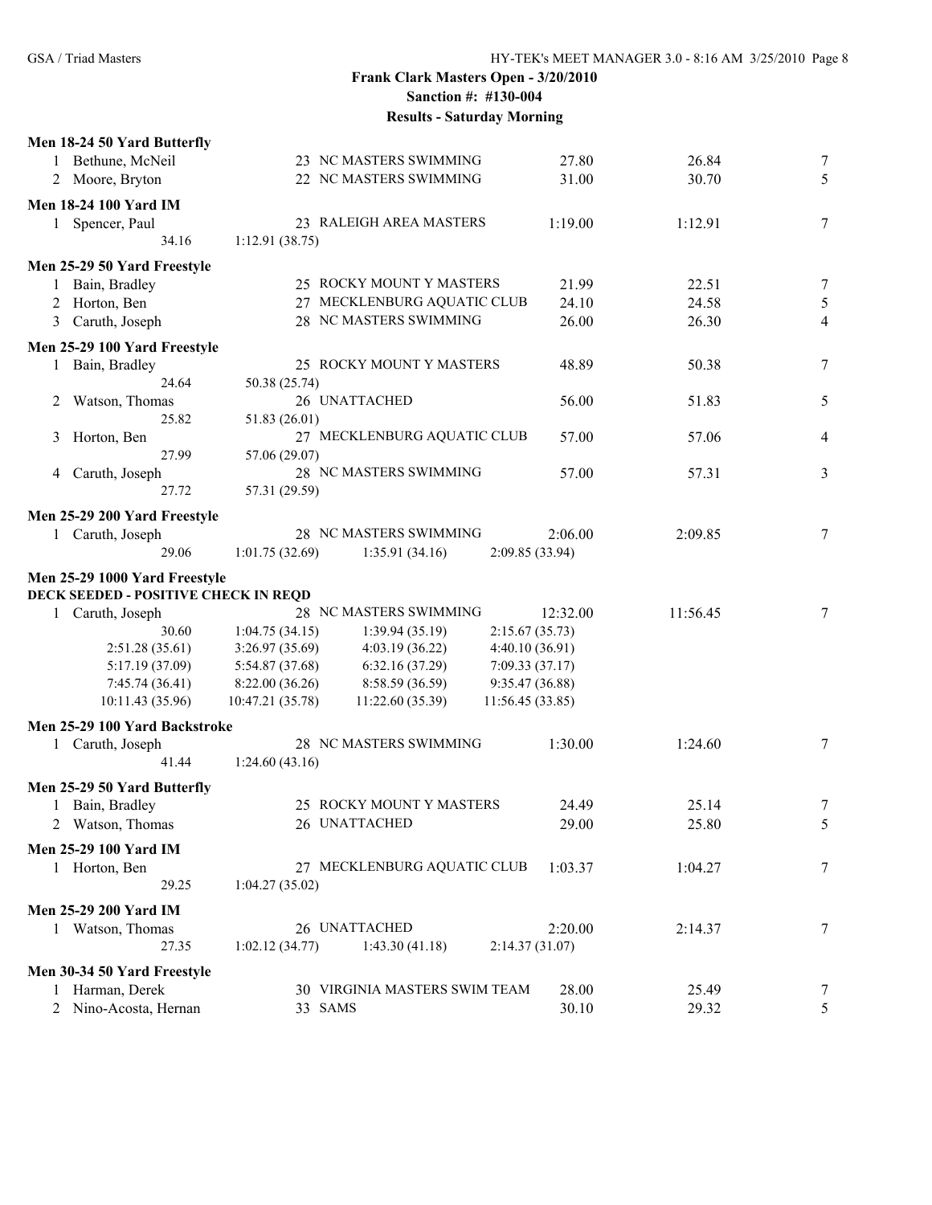**Frank Clark Masters Open - 3/20/2010**
**Sanction #: #130-004**
**Results - Saturday Morning**

### Men 18-24 50 Yard Butterfly

| Place | Name | Age | Team | Seed Time | Finals Time | Points |
|---|---|---|---|---|---|---|
| 1 | Bethune, McNeil | 23 | NC MASTERS SWIMMING | 27.80 | 26.84 | 7 |
| 2 | Moore, Bryton | 22 | NC MASTERS SWIMMING | 31.00 | 30.70 | 5 |

### Men 18-24 100 Yard IM

| Place | Name | Age | Team | Seed Time | Finals Time | Points |
|---|---|---|---|---|---|---|
| 1 | Spencer, Paul | 23 | RALEIGH AREA MASTERS | 1:19.00 | 1:12.91 | 7 |
| | 34.16 | 1:12.91 (38.75) | | | | |

### Men 25-29 50 Yard Freestyle

| Place | Name | Age | Team | Seed Time | Finals Time | Points |
|---|---|---|---|---|---|---|
| 1 | Bain, Bradley | 25 | ROCKY MOUNT Y MASTERS | 21.99 | 22.51 | 7 |
| 2 | Horton, Ben | 27 | MECKLENBURG AQUATIC CLUB | 24.10 | 24.58 | 5 |
| 3 | Caruth, Joseph | 28 | NC MASTERS SWIMMING | 26.00 | 26.30 | 4 |

### Men 25-29 100 Yard Freestyle

| Place | Name | Age | Team | Seed Time | Finals Time | Points |
|---|---|---|---|---|---|---|
| 1 | Bain, Bradley | 25 | ROCKY MOUNT Y MASTERS | 48.89 | 50.38 | 7 |
| | 24.64 | 50.38 (25.74) | | | | |
| 2 | Watson, Thomas | 26 | UNATTACHED | 56.00 | 51.83 | 5 |
| | 25.82 | 51.83 (26.01) | | | | |
| 3 | Horton, Ben | 27 | MECKLENBURG AQUATIC CLUB | 57.00 | 57.06 | 4 |
| | 27.99 | 57.06 (29.07) | | | | |
| 4 | Caruth, Joseph | 28 | NC MASTERS SWIMMING | 57.00 | 57.31 | 3 |
| | 27.72 | 57.31 (29.59) | | | | |

### Men 25-29 200 Yard Freestyle

| Place | Name | Age | Team | Seed Time | Finals Time | Points |
|---|---|---|---|---|---|---|
| 1 | Caruth, Joseph | 28 | NC MASTERS SWIMMING | 2:06.00 | 2:09.85 | 7 |
| | 29.06 | 1:01.75 (32.69) | 1:35.91 (34.16) | 2:09.85 (33.94) | | |

### Men 25-29 1000 Yard Freestyle

**DECK SEEDED - POSITIVE CHECK IN REQD**

| Place | Name | Age | Team | Seed Time | Finals Time | Points |
|---|---|---|---|---|---|---|
| 1 | Caruth, Joseph | 28 | NC MASTERS SWIMMING | 12:32.00 | 11:56.45 | 7 |
| | 30.60 | 1:04.75 (34.15) | 1:39.94 (35.19) | 2:15.67 (35.73) | | |
| | 2:51.28 (35.61) | 3:26.97 (35.69) | 4:03.19 (36.22) | 4:40.10 (36.91) | | |
| | 5:17.19 (37.09) | 5:54.87 (37.68) | 6:32.16 (37.29) | 7:09.33 (37.17) | | |
| | 7:45.74 (36.41) | 8:22.00 (36.26) | 8:58.59 (36.59) | 9:35.47 (36.88) | | |
| | 10:11.43 (35.96) | 10:47.21 (35.78) | 11:22.60 (35.39) | 11:56.45 (33.85) | | |

### Men 25-29 100 Yard Backstroke

| Place | Name | Age | Team | Seed Time | Finals Time | Points |
|---|---|---|---|---|---|---|
| 1 | Caruth, Joseph | 28 | NC MASTERS SWIMMING | 1:30.00 | 1:24.60 | 7 |
| | 41.44 | 1:24.60 (43.16) | | | | |

### Men 25-29 50 Yard Butterfly

| Place | Name | Age | Team | Seed Time | Finals Time | Points |
|---|---|---|---|---|---|---|
| 1 | Bain, Bradley | 25 | ROCKY MOUNT Y MASTERS | 24.49 | 25.14 | 7 |
| 2 | Watson, Thomas | 26 | UNATTACHED | 29.00 | 25.80 | 5 |

### Men 25-29 100 Yard IM

| Place | Name | Age | Team | Seed Time | Finals Time | Points |
|---|---|---|---|---|---|---|
| 1 | Horton, Ben | 27 | MECKLENBURG AQUATIC CLUB | 1:03.37 | 1:04.27 | 7 |
| | 29.25 | 1:04.27 (35.02) | | | | |

### Men 25-29 200 Yard IM

| Place | Name | Age | Team | Seed Time | Finals Time | Points |
|---|---|---|---|---|---|---|
| 1 | Watson, Thomas | 26 | UNATTACHED | 2:20.00 | 2:14.37 | 7 |
| | 27.35 | 1:02.12 (34.77) | 1:43.30 (41.18) | 2:14.37 (31.07) | | |

### Men 30-34 50 Yard Freestyle

| Place | Name | Age | Team | Seed Time | Finals Time | Points |
|---|---|---|---|---|---|---|
| 1 | Harman, Derek | 30 | VIRGINIA MASTERS SWIM TEAM | 28.00 | 25.49 | 7 |
| 2 | Nino-Acosta, Hernan | 33 | SAMS | 30.10 | 29.32 | 5 |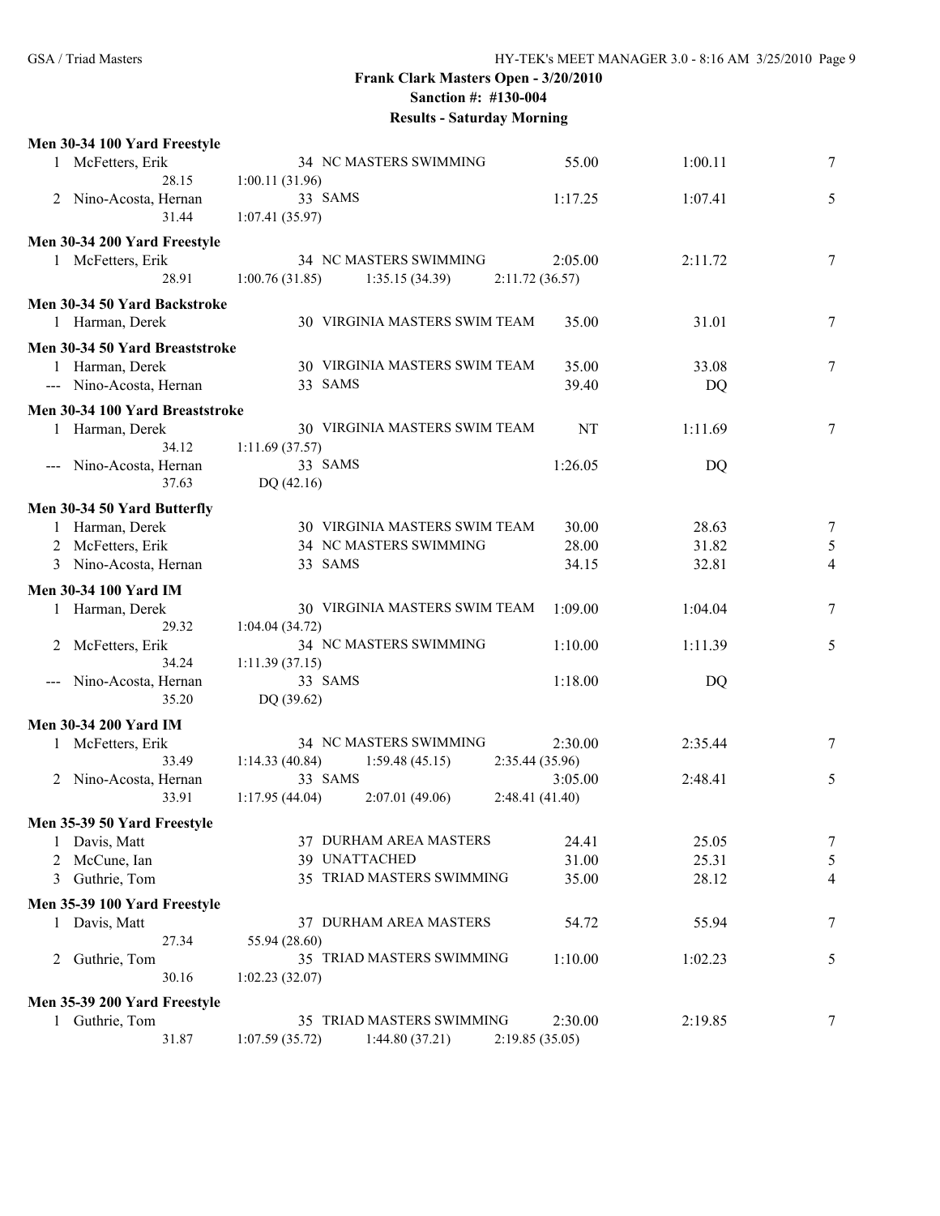## Frank Clark Masters Open - 3/20/2010

**Sanction #: #130-004**

**Results - Saturday Morning**

### Men 30-34 100 Yard Freestyle

| Place | Name | Age | Team | Seed Time | Finals Time | Points |
|---|---|---|---|---|---|---|
| 1 | McFetters, Erik | 34 | NC MASTERS SWIMMING | 55.00 | 1:00.11 | 7 |
| | 28.15 | 1:00.11 (31.96) | | | | |
| 2 | Nino-Acosta, Hernan | 33 | SAMS | 1:17.25 | 1:07.41 | 5 |
| | 31.44 | 1:07.41 (35.97) | | | | |

### Men 30-34 200 Yard Freestyle

| Place | Name | Age | Team | Seed Time | Finals Time | Points |
|---|---|---|---|---|---|---|
| 1 | McFetters, Erik | 34 | NC MASTERS SWIMMING | 2:05.00 | 2:11.72 | 7 |
| | 28.91 | 1:00.76 (31.85) | 1:35.15 (34.39) | 2:11.72 (36.57) | | |

### Men 30-34 50 Yard Backstroke

| Place | Name | Age | Team | Seed Time | Finals Time | Points |
|---|---|---|---|---|---|---|
| 1 | Harman, Derek | 30 | VIRGINIA MASTERS SWIM TEAM | 35.00 | 31.01 | 7 |

### Men 30-34 50 Yard Breaststroke

| Place | Name | Age | Team | Seed Time | Finals Time | Points |
|---|---|---|---|---|---|---|
| 1 | Harman, Derek | 30 | VIRGINIA MASTERS SWIM TEAM | 35.00 | 33.08 | 7 |
| --- | Nino-Acosta, Hernan | 33 | SAMS | 39.40 | DQ | |

### Men 30-34 100 Yard Breaststroke

| Place | Name | Age | Team | Seed Time | Finals Time | Points |
|---|---|---|---|---|---|---|
| 1 | Harman, Derek | 30 | VIRGINIA MASTERS SWIM TEAM | NT | 1:11.69 | 7 |
| | 34.12 | 1:11.69 (37.57) | | | | |
| --- | Nino-Acosta, Hernan | 33 | SAMS | 1:26.05 | DQ | |
| | 37.63 | DQ (42.16) | | | | |

### Men 30-34 50 Yard Butterfly

| Place | Name | Age | Team | Seed Time | Finals Time | Points |
|---|---|---|---|---|---|---|
| 1 | Harman, Derek | 30 | VIRGINIA MASTERS SWIM TEAM | 30.00 | 28.63 | 7 |
| 2 | McFetters, Erik | 34 | NC MASTERS SWIMMING | 28.00 | 31.82 | 5 |
| 3 | Nino-Acosta, Hernan | 33 | SAMS | 34.15 | 32.81 | 4 |

### Men 30-34 100 Yard IM

| Place | Name | Age | Team | Seed Time | Finals Time | Points |
|---|---|---|---|---|---|---|
| 1 | Harman, Derek | 30 | VIRGINIA MASTERS SWIM TEAM | 1:09.00 | 1:04.04 | 7 |
| | 29.32 | 1:04.04 (34.72) | | | | |
| 2 | McFetters, Erik | 34 | NC MASTERS SWIMMING | 1:10.00 | 1:11.39 | 5 |
| | 34.24 | 1:11.39 (37.15) | | | | |
| --- | Nino-Acosta, Hernan | 33 | SAMS | 1:18.00 | DQ | |
| | 35.20 | DQ (39.62) | | | | |

### Men 30-34 200 Yard IM

| Place | Name | Age | Team | Seed Time | Finals Time | Points |
|---|---|---|---|---|---|---|
| 1 | McFetters, Erik | 34 | NC MASTERS SWIMMING | 2:30.00 | 2:35.44 | 7 |
| | 33.49 | 1:14.33 (40.84) | 1:59.48 (45.15) | 2:35.44 (35.96) | | |
| 2 | Nino-Acosta, Hernan | 33 | SAMS | 3:05.00 | 2:48.41 | 5 |
| | 33.91 | 1:17.95 (44.04) | 2:07.01 (49.06) | 2:48.41 (41.40) | | |

### Men 35-39 50 Yard Freestyle

| Place | Name | Age | Team | Seed Time | Finals Time | Points |
|---|---|---|---|---|---|---|
| 1 | Davis, Matt | 37 | DURHAM AREA MASTERS | 24.41 | 25.05 | 7 |
| 2 | McCune, Ian | 39 | UNATTACHED | 31.00 | 25.31 | 5 |
| 3 | Guthrie, Tom | 35 | TRIAD MASTERS SWIMMING | 35.00 | 28.12 | 4 |

### Men 35-39 100 Yard Freestyle

| Place | Name | Age | Team | Seed Time | Finals Time | Points |
|---|---|---|---|---|---|---|
| 1 | Davis, Matt | 37 | DURHAM AREA MASTERS | 54.72 | 55.94 | 7 |
| | 27.34 | 55.94 (28.60) | | | | |
| 2 | Guthrie, Tom | 35 | TRIAD MASTERS SWIMMING | 1:10.00 | 1:02.23 | 5 |
| | 30.16 | 1:02.23 (32.07) | | | | |

### Men 35-39 200 Yard Freestyle

| Place | Name | Age | Team | Seed Time | Finals Time | Points |
|---|---|---|---|---|---|---|
| 1 | Guthrie, Tom | 35 | TRIAD MASTERS SWIMMING | 2:30.00 | 2:19.85 | 7 |
| | 31.87 | 1:07.59 (35.72) | 1:44.80 (37.21) | 2:19.85 (35.05) | | |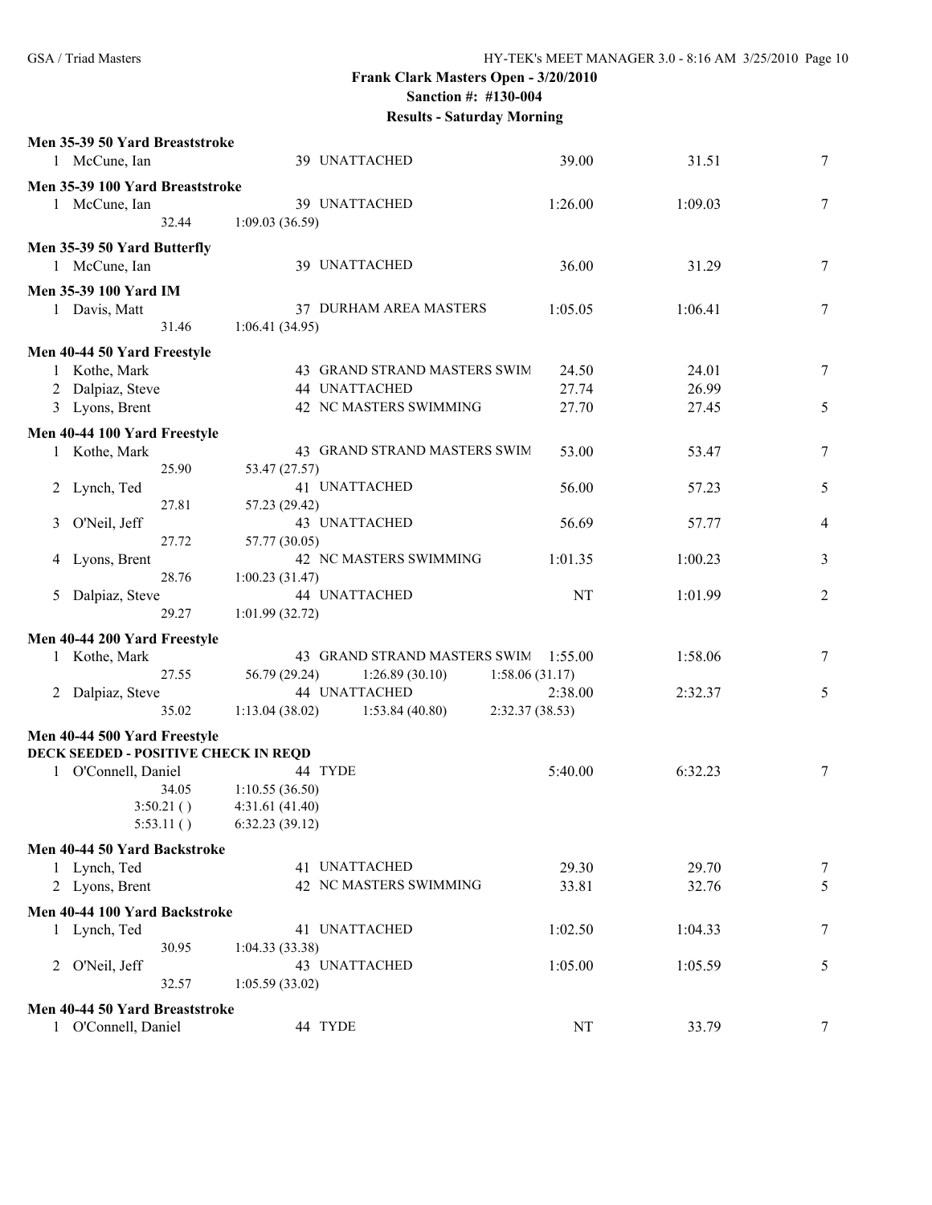**Frank Clark Masters Open - 3/20/2010**
**Sanction #: #130-004**
**Results - Saturday Morning**

**Men 35-39 50 Yard Breaststroke**

| | Name | Age | Team | Seed | Finals | Points |
|---|---|---|---|---|---|---|
| 1 | McCune, Ian | 39 | UNATTACHED | 39.00 | 31.51 | 7 |

**Men 35-39 100 Yard Breaststroke**

| | Name | Age | Team | Seed | Finals | Points |
|---|---|---|---|---|---|---|
| 1 | McCune, Ian | 39 | UNATTACHED | 1:26.00 | 1:09.03 | 7 |
| | 32.44 | 1:09.03 (36.59) | | | | |

**Men 35-39 50 Yard Butterfly**

| | Name | Age | Team | Seed | Finals | Points |
|---|---|---|---|---|---|---|
| 1 | McCune, Ian | 39 | UNATTACHED | 36.00 | 31.29 | 7 |

**Men 35-39 100 Yard IM**

| | Name | Age | Team | Seed | Finals | Points |
|---|---|---|---|---|---|---|
| 1 | Davis, Matt | 37 | DURHAM AREA MASTERS | 1:05.05 | 1:06.41 | 7 |
| | 31.46 | 1:06.41 (34.95) | | | | |

**Men 40-44 50 Yard Freestyle**

| | Name | Age | Team | Seed | Finals | Points |
|---|---|---|---|---|---|---|
| 1 | Kothe, Mark | 43 | GRAND STRAND MASTERS SWIM | 24.50 | 24.01 | 7 |
| 2 | Dalpiaz, Steve | 44 | UNATTACHED | 27.74 | 26.99 | |
| 3 | Lyons, Brent | 42 | NC MASTERS SWIMMING | 27.70 | 27.45 | 5 |

**Men 40-44 100 Yard Freestyle**

| | Name | Age | Team | Seed | Finals | Points |
|---|---|---|---|---|---|---|
| 1 | Kothe, Mark | 43 | GRAND STRAND MASTERS SWIM | 53.00 | 53.47 | 7 |
| | 25.90 | 53.47 (27.57) | | | | |
| 2 | Lynch, Ted | 41 | UNATTACHED | 56.00 | 57.23 | 5 |
| | 27.81 | 57.23 (29.42) | | | | |
| 3 | O'Neil, Jeff | 43 | UNATTACHED | 56.69 | 57.77 | 4 |
| | 27.72 | 57.77 (30.05) | | | | |
| 4 | Lyons, Brent | 42 | NC MASTERS SWIMMING | 1:01.35 | 1:00.23 | 3 |
| | 28.76 | 1:00.23 (31.47) | | | | |
| 5 | Dalpiaz, Steve | 44 | UNATTACHED | NT | 1:01.99 | 2 |
| | 29.27 | 1:01.99 (32.72) | | | | |

**Men 40-44 200 Yard Freestyle**

| | Name | Age | Team | Seed | Finals | Points |
|---|---|---|---|---|---|---|
| 1 | Kothe, Mark | 43 | GRAND STRAND MASTERS SWIM | 1:55.00 | 1:58.06 | 7 |
| | 27.55 | 56.79 (29.24) | 1:26.89 (30.10) | 1:58.06 (31.17) | | |
| 2 | Dalpiaz, Steve | 44 | UNATTACHED | 2:38.00 | 2:32.37 | 5 |
| | 35.02 | 1:13.04 (38.02) | 1:53.84 (40.80) | 2:32.37 (38.53) | | |

**Men 40-44 500 Yard Freestyle**
**DECK SEEDED - POSITIVE CHECK IN REQD**

| | Name | Age | Team | Seed | Finals | Points |
|---|---|---|---|---|---|---|
| 1 | O'Connell, Daniel | 44 | TYDE | 5:40.00 | 6:32.23 | 7 |
| | 34.05 | 1:10.55 (36.50) | | | | |
| | 3:50.21 ( ) | 4:31.61 (41.40) | | | | |
| | 5:53.11 ( ) | 6:32.23 (39.12) | | | | |

**Men 40-44 50 Yard Backstroke**

| | Name | Age | Team | Seed | Finals | Points |
|---|---|---|---|---|---|---|
| 1 | Lynch, Ted | 41 | UNATTACHED | 29.30 | 29.70 | 7 |
| 2 | Lyons, Brent | 42 | NC MASTERS SWIMMING | 33.81 | 32.76 | 5 |

**Men 40-44 100 Yard Backstroke**

| | Name | Age | Team | Seed | Finals | Points |
|---|---|---|---|---|---|---|
| 1 | Lynch, Ted | 41 | UNATTACHED | 1:02.50 | 1:04.33 | 7 |
| | 30.95 | 1:04.33 (33.38) | | | | |
| 2 | O'Neil, Jeff | 43 | UNATTACHED | 1:05.00 | 1:05.59 | 5 |
| | 32.57 | 1:05.59 (33.02) | | | | |

**Men 40-44 50 Yard Breaststroke**

| | Name | Age | Team | Seed | Finals | Points |
|---|---|---|---|---|---|---|
| 1 | O'Connell, Daniel | 44 | TYDE | NT | 33.79 | 7 |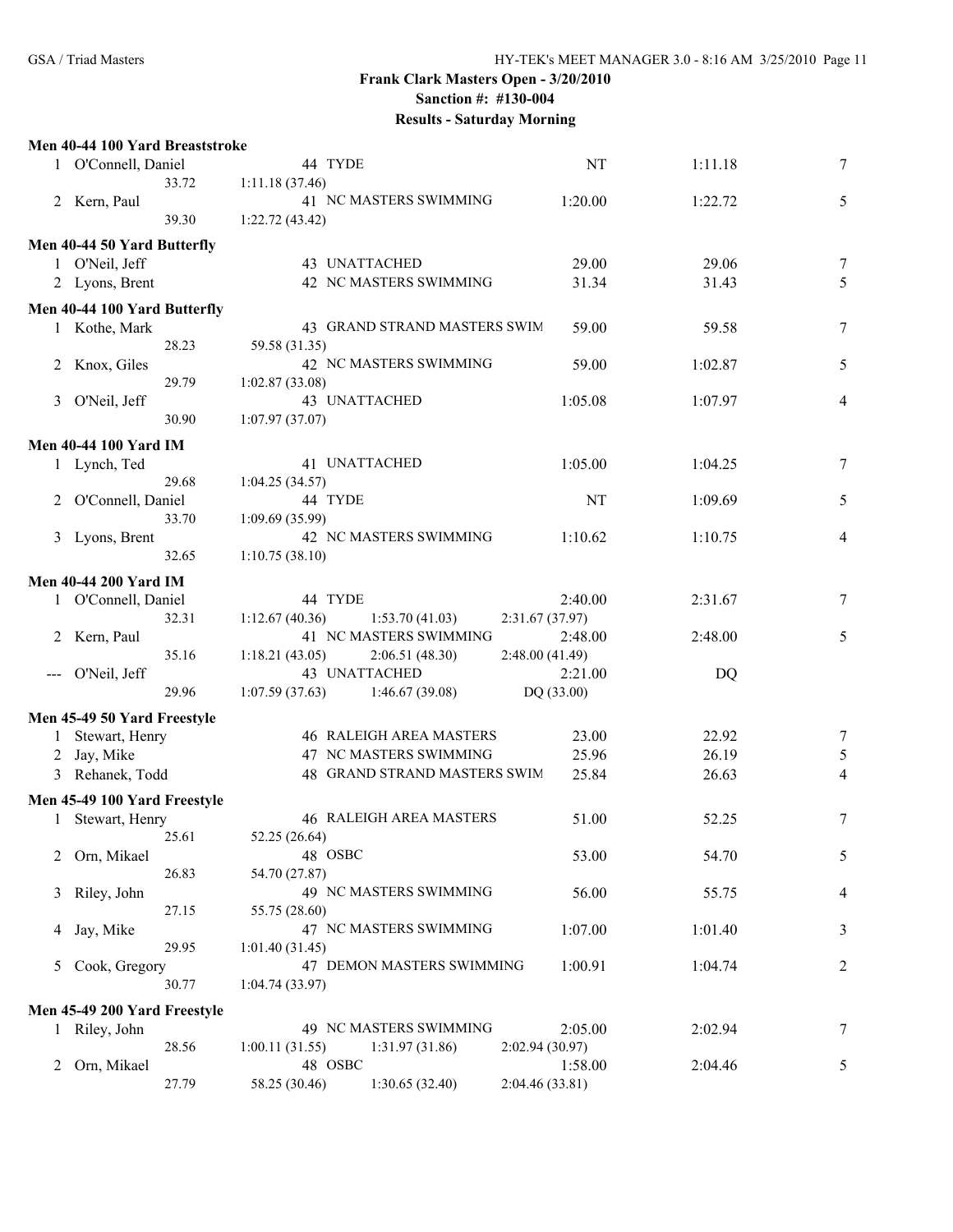**Frank Clark Masters Open - 3/20/2010**
**Sanction #: #130-004**
**Results - Saturday Morning**

### Men 40-44 100 Yard Breaststroke

| Place | Name | Age | Team | Seed Time | Finals Time | Points |
|---|---|---|---|---|---|---|
| 1 | O'Connell, Daniel | 44 | TYDE | NT | 1:11.18 | 7 |
| | 33.72 | 1:11.18 (37.46) | | | | |
| 2 | Kern, Paul | 41 | NC MASTERS SWIMMING | 1:20.00 | 1:22.72 | 5 |
| | 39.30 | 1:22.72 (43.42) | | | | |

### Men 40-44 50 Yard Butterfly

| Place | Name | Age | Team | Seed Time | Finals Time | Points |
|---|---|---|---|---|---|---|
| 1 | O'Neil, Jeff | 43 | UNATTACHED | 29.00 | 29.06 | 7 |
| 2 | Lyons, Brent | 42 | NC MASTERS SWIMMING | 31.34 | 31.43 | 5 |

### Men 40-44 100 Yard Butterfly

| Place | Name | Age | Team | Seed Time | Finals Time | Points |
|---|---|---|---|---|---|---|
| 1 | Kothe, Mark | 43 | GRAND STRAND MASTERS SWIM | 59.00 | 59.58 | 7 |
| | 28.23 | 59.58 (31.35) | | | | |
| 2 | Knox, Giles | 42 | NC MASTERS SWIMMING | 59.00 | 1:02.87 | 5 |
| | 29.79 | 1:02.87 (33.08) | | | | |
| 3 | O'Neil, Jeff | 43 | UNATTACHED | 1:05.08 | 1:07.97 | 4 |
| | 30.90 | 1:07.97 (37.07) | | | | |

### Men 40-44 100 Yard IM

| Place | Name | Age | Team | Seed Time | Finals Time | Points |
|---|---|---|---|---|---|---|
| 1 | Lynch, Ted | 41 | UNATTACHED | 1:05.00 | 1:04.25 | 7 |
| | 29.68 | 1:04.25 (34.57) | | | | |
| 2 | O'Connell, Daniel | 44 | TYDE | NT | 1:09.69 | 5 |
| | 33.70 | 1:09.69 (35.99) | | | | |
| 3 | Lyons, Brent | 42 | NC MASTERS SWIMMING | 1:10.62 | 1:10.75 | 4 |
| | 32.65 | 1:10.75 (38.10) | | | | |

### Men 40-44 200 Yard IM

| Place | Name | Age | Team | Seed Time | Finals Time | Points |
|---|---|---|---|---|---|---|
| 1 | O'Connell, Daniel | 44 | TYDE | 2:40.00 | 2:31.67 | 7 |
| | 32.31 | 1:12.67 (40.36) | 1:53.70 (41.03) | 2:31.67 (37.97) | | |
| 2 | Kern, Paul | 41 | NC MASTERS SWIMMING | 2:48.00 | 2:48.00 | 5 |
| | 35.16 | 1:18.21 (43.05) | 2:06.51 (48.30) | 2:48.00 (41.49) | | |
| --- | O'Neil, Jeff | 43 | UNATTACHED | 2:21.00 | DQ | |
| | 29.96 | 1:07.59 (37.63) | 1:46.67 (39.08) | DQ (33.00) | | |

### Men 45-49 50 Yard Freestyle

| Place | Name | Age | Team | Seed Time | Finals Time | Points |
|---|---|---|---|---|---|---|
| 1 | Stewart, Henry | 46 | RALEIGH AREA MASTERS | 23.00 | 22.92 | 7 |
| 2 | Jay, Mike | 47 | NC MASTERS SWIMMING | 25.96 | 26.19 | 5 |
| 3 | Rehanek, Todd | 48 | GRAND STRAND MASTERS SWIM | 25.84 | 26.63 | 4 |

### Men 45-49 100 Yard Freestyle

| Place | Name | Age | Team | Seed Time | Finals Time | Points |
|---|---|---|---|---|---|---|
| 1 | Stewart, Henry | 46 | RALEIGH AREA MASTERS | 51.00 | 52.25 | 7 |
| | 25.61 | 52.25 (26.64) | | | | |
| 2 | Orn, Mikael | 48 | OSBC | 53.00 | 54.70 | 5 |
| | 26.83 | 54.70 (27.87) | | | | |
| 3 | Riley, John | 49 | NC MASTERS SWIMMING | 56.00 | 55.75 | 4 |
| | 27.15 | 55.75 (28.60) | | | | |
| 4 | Jay, Mike | 47 | NC MASTERS SWIMMING | 1:07.00 | 1:01.40 | 3 |
| | 29.95 | 1:01.40 (31.45) | | | | |
| 5 | Cook, Gregory | 47 | DEMON MASTERS SWIMMING | 1:00.91 | 1:04.74 | 2 |
| | 30.77 | 1:04.74 (33.97) | | | | |

### Men 45-49 200 Yard Freestyle

| Place | Name | Age | Team | Seed Time | Finals Time | Points |
|---|---|---|---|---|---|---|
| 1 | Riley, John | 49 | NC MASTERS SWIMMING | 2:05.00 | 2:02.94 | 7 |
| | 28.56 | 1:00.11 (31.55) | 1:31.97 (31.86) | 2:02.94 (30.97) | | |
| 2 | Orn, Mikael | 48 | OSBC | 1:58.00 | 2:04.46 | 5 |
| | 27.79 | 58.25 (30.46) | 1:30.65 (32.40) | 2:04.46 (33.81) | | |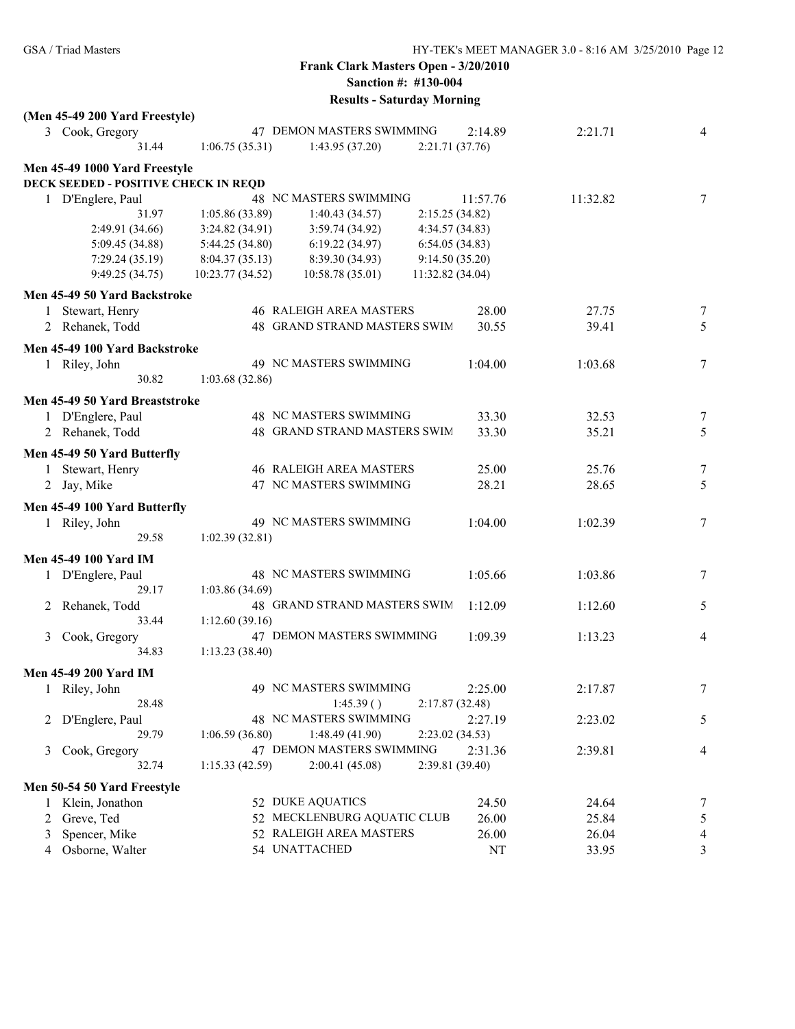**Frank Clark Masters Open - 3/20/2010**
**Sanction #: #130-004**
**Results - Saturday Morning**

### (Men 45-49 200 Yard Freestyle)

| Place | Name | Age | Team | Seed Time | Finals Time | Points |
|---|---|---|---|---|---|---|
| 3 | Cook, Gregory | 47 | DEMON MASTERS SWIMMING | 2:14.89 | 2:21.71 | 4 |

31.44 | 1:06.75 (35.31) | 1:43.95 (37.20) | 2:21.71 (37.76)

### Men 45-49 1000 Yard Freestyle

**DECK SEEDED - POSITIVE CHECK IN REQD**

| Place | Name | Age | Team | Seed Time | Finals Time | Points |
|---|---|---|---|---|---|---|
| 1 | D'Englere, Paul | 48 | NC MASTERS SWIMMING | 11:57.76 | 11:32.82 | 7 |

31.97 | 1:05.86 (33.89) | 1:40.43 (34.57) | 2:15.25 (34.82)
2:49.91 (34.66) | 3:24.82 (34.91) | 3:59.74 (34.92) | 4:34.57 (34.83)
5:09.45 (34.88) | 5:44.25 (34.80) | 6:19.22 (34.97) | 6:54.05 (34.83)
7:29.24 (35.19) | 8:04.37 (35.13) | 8:39.30 (34.93) | 9:14.50 (35.20)
9:49.25 (34.75) | 10:23.77 (34.52) | 10:58.78 (35.01) | 11:32.82 (34.04)

### Men 45-49 50 Yard Backstroke

| Place | Name | Age | Team | Seed Time | Finals Time | Points |
|---|---|---|---|---|---|---|
| 1 | Stewart, Henry | 46 | RALEIGH AREA MASTERS | 28.00 | 27.75 | 7 |
| 2 | Rehanek, Todd | 48 | GRAND STRAND MASTERS SWIM | 30.55 | 39.41 | 5 |

### Men 45-49 100 Yard Backstroke

| Place | Name | Age | Team | Seed Time | Finals Time | Points |
|---|---|---|---|---|---|---|
| 1 | Riley, John | 49 | NC MASTERS SWIMMING | 1:04.00 | 1:03.68 | 7 |

30.82 | 1:03.68 (32.86)

### Men 45-49 50 Yard Breaststroke

| Place | Name | Age | Team | Seed Time | Finals Time | Points |
|---|---|---|---|---|---|---|
| 1 | D'Englere, Paul | 48 | NC MASTERS SWIMMING | 33.30 | 32.53 | 7 |
| 2 | Rehanek, Todd | 48 | GRAND STRAND MASTERS SWIM | 33.30 | 35.21 | 5 |

### Men 45-49 50 Yard Butterfly

| Place | Name | Age | Team | Seed Time | Finals Time | Points |
|---|---|---|---|---|---|---|
| 1 | Stewart, Henry | 46 | RALEIGH AREA MASTERS | 25.00 | 25.76 | 7 |
| 2 | Jay, Mike | 47 | NC MASTERS SWIMMING | 28.21 | 28.65 | 5 |

### Men 45-49 100 Yard Butterfly

| Place | Name | Age | Team | Seed Time | Finals Time | Points |
|---|---|---|---|---|---|---|
| 1 | Riley, John | 49 | NC MASTERS SWIMMING | 1:04.00 | 1:02.39 | 7 |

29.58 | 1:02.39 (32.81)

### Men 45-49 100 Yard IM

| Place | Name | Age | Team | Seed Time | Finals Time | Points |
|---|---|---|---|---|---|---|
| 1 | D'Englere, Paul | 48 | NC MASTERS SWIMMING | 1:05.66 | 1:03.86 | 7 |
| | 29.17 | | 1:03.86 (34.69) | | | |
| 2 | Rehanek, Todd | 48 | GRAND STRAND MASTERS SWIM | 1:12.09 | 1:12.60 | 5 |
| | 33.44 | | 1:12.60 (39.16) | | | |
| 3 | Cook, Gregory | 47 | DEMON MASTERS SWIMMING | 1:09.39 | 1:13.23 | 4 |
| | 34.83 | | 1:13.23 (38.40) | | | |

### Men 45-49 200 Yard IM

| Place | Name | Age | Team | Seed Time | Finals Time | Points |
|---|---|---|---|---|---|---|
| 1 | Riley, John | 49 | NC MASTERS SWIMMING | 2:25.00 | 2:17.87 | 7 |
| | 28.48 | | 1:45.39 ( ) | 2:17.87 (32.48) | | |
| 2 | D'Englere, Paul | 48 | NC MASTERS SWIMMING | 2:27.19 | 2:23.02 | 5 |
| | 29.79 | 1:06.59 (36.80) | 1:48.49 (41.90) | 2:23.02 (34.53) | | |
| 3 | Cook, Gregory | 47 | DEMON MASTERS SWIMMING | 2:31.36 | 2:39.81 | 4 |
| | 32.74 | 1:15.33 (42.59) | 2:00.41 (45.08) | 2:39.81 (39.40) | | |

### Men 50-54 50 Yard Freestyle

| Place | Name | Age | Team | Seed Time | Finals Time | Points |
|---|---|---|---|---|---|---|
| 1 | Klein, Jonathon | 52 | DUKE AQUATICS | 24.50 | 24.64 | 7 |
| 2 | Greve, Ted | 52 | MECKLENBURG AQUATIC CLUB | 26.00 | 25.84 | 5 |
| 3 | Spencer, Mike | 52 | RALEIGH AREA MASTERS | 26.00 | 26.04 | 4 |
| 4 | Osborne, Walter | 54 | UNATTACHED | NT | 33.95 | 3 |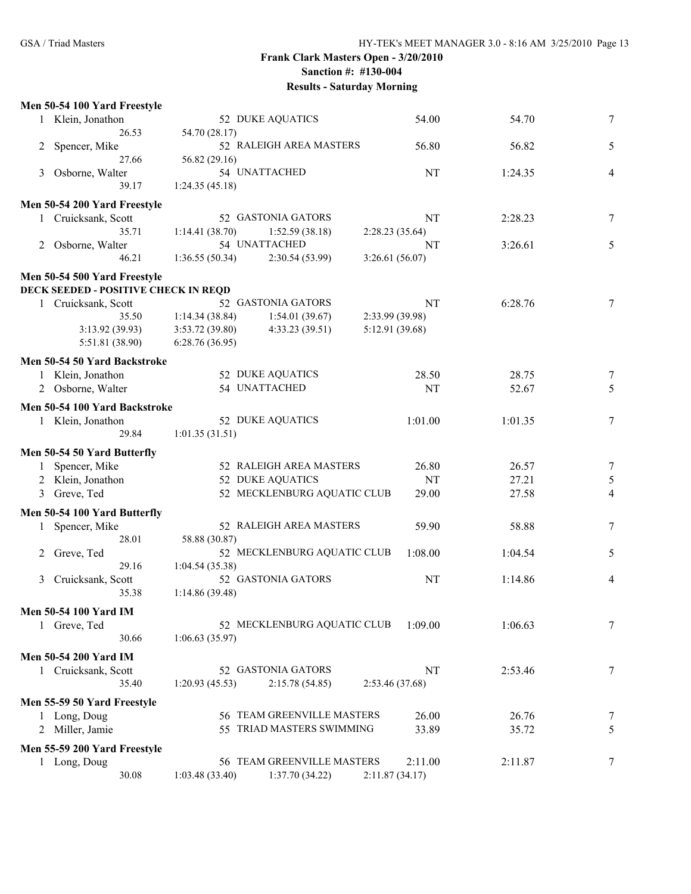**Frank Clark Masters Open - 3/20/2010**
**Sanction #: #130-004**
**Results - Saturday Morning**

### Men 50-54 100 Yard Freestyle

| Place | Name | Age | Team | Seed Time | Finals Time | Points |
|---|---|---|---|---|---|---|
| 1 | Klein, Jonathon | 52 | DUKE AQUATICS | 54.00 | 54.70 | 7 |
| | 26.53 | 54.70 (28.17) | | | | |
| 2 | Spencer, Mike | 52 | RALEIGH AREA MASTERS | 56.80 | 56.82 | 5 |
| | 27.66 | 56.82 (29.16) | | | | |
| 3 | Osborne, Walter | 54 | UNATTACHED | NT | 1:24.35 | 4 |
| | 39.17 | 1:24.35 (45.18) | | | | |

### Men 50-54 200 Yard Freestyle

| Place | Name | Age | Team | Seed Time | Finals Time | Points |
|---|---|---|---|---|---|---|
| 1 | Cruicksank, Scott | 52 | GASTONIA GATORS | NT | 2:28.23 | 7 |
| | 35.71 | 1:14.41 (38.70) | 1:52.59 (38.18) | 2:28.23 (35.64) | | |
| 2 | Osborne, Walter | 54 | UNATTACHED | NT | 3:26.61 | 5 |
| | 46.21 | 1:36.55 (50.34) | 2:30.54 (53.99) | 3:26.61 (56.07) | | |

### Men 50-54 500 Yard Freestyle

**DECK SEEDED - POSITIVE CHECK IN REQD**

| Place | Name | Age | Team | Seed Time | Finals Time | Points |
|---|---|---|---|---|---|---|
| 1 | Cruicksank, Scott | 52 | GASTONIA GATORS | NT | 6:28.76 | 7 |
| | 35.50 | 1:14.34 (38.84) | 1:54.01 (39.67) | 2:33.99 (39.98) | | |
| | 3:13.92 (39.93) | 3:53.72 (39.80) | 4:33.23 (39.51) | 5:12.91 (39.68) | | |
| | 5:51.81 (38.90) | 6:28.76 (36.95) | | | | |

### Men 50-54 50 Yard Backstroke

| Place | Name | Age | Team | Seed Time | Finals Time | Points |
|---|---|---|---|---|---|---|
| 1 | Klein, Jonathon | 52 | DUKE AQUATICS | 28.50 | 28.75 | 7 |
| 2 | Osborne, Walter | 54 | UNATTACHED | NT | 52.67 | 5 |

### Men 50-54 100 Yard Backstroke

| Place | Name | Age | Team | Seed Time | Finals Time | Points |
|---|---|---|---|---|---|---|
| 1 | Klein, Jonathon | 52 | DUKE AQUATICS | 1:01.00 | 1:01.35 | 7 |
| | 29.84 | 1:01.35 (31.51) | | | | |

### Men 50-54 50 Yard Butterfly

| Place | Name | Age | Team | Seed Time | Finals Time | Points |
|---|---|---|---|---|---|---|
| 1 | Spencer, Mike | 52 | RALEIGH AREA MASTERS | 26.80 | 26.57 | 7 |
| 2 | Klein, Jonathon | 52 | DUKE AQUATICS | NT | 27.21 | 5 |
| 3 | Greve, Ted | 52 | MECKLENBURG AQUATIC CLUB | 29.00 | 27.58 | 4 |

### Men 50-54 100 Yard Butterfly

| Place | Name | Age | Team | Seed Time | Finals Time | Points |
|---|---|---|---|---|---|---|
| 1 | Spencer, Mike | 52 | RALEIGH AREA MASTERS | 59.90 | 58.88 | 7 |
| | 28.01 | 58.88 (30.87) | | | | |
| 2 | Greve, Ted | 52 | MECKLENBURG AQUATIC CLUB | 1:08.00 | 1:04.54 | 5 |
| | 29.16 | 1:04.54 (35.38) | | | | |
| 3 | Cruicksank, Scott | 52 | GASTONIA GATORS | NT | 1:14.86 | 4 |
| | 35.38 | 1:14.86 (39.48) | | | | |

### Men 50-54 100 Yard IM

| Place | Name | Age | Team | Seed Time | Finals Time | Points |
|---|---|---|---|---|---|---|
| 1 | Greve, Ted | 52 | MECKLENBURG AQUATIC CLUB | 1:09.00 | 1:06.63 | 7 |
| | 30.66 | 1:06.63 (35.97) | | | | |

### Men 50-54 200 Yard IM

| Place | Name | Age | Team | Seed Time | Finals Time | Points |
|---|---|---|---|---|---|---|
| 1 | Cruicksank, Scott | 52 | GASTONIA GATORS | NT | 2:53.46 | 7 |
| | 35.40 | 1:20.93 (45.53) | 2:15.78 (54.85) | 2:53.46 (37.68) | | |

### Men 55-59 50 Yard Freestyle

| Place | Name | Age | Team | Seed Time | Finals Time | Points |
|---|---|---|---|---|---|---|
| 1 | Long, Doug | 56 | TEAM GREENVILLE MASTERS | 26.00 | 26.76 | 7 |
| 2 | Miller, Jamie | 55 | TRIAD MASTERS SWIMMING | 33.89 | 35.72 | 5 |

### Men 55-59 200 Yard Freestyle

| Place | Name | Age | Team | Seed Time | Finals Time | Points |
|---|---|---|---|---|---|---|
| 1 | Long, Doug | 56 | TEAM GREENVILLE MASTERS | 2:11.00 | 2:11.87 | 7 |
| | 30.08 | 1:03.48 (33.40) | 1:37.70 (34.22) | 2:11.87 (34.17) | | |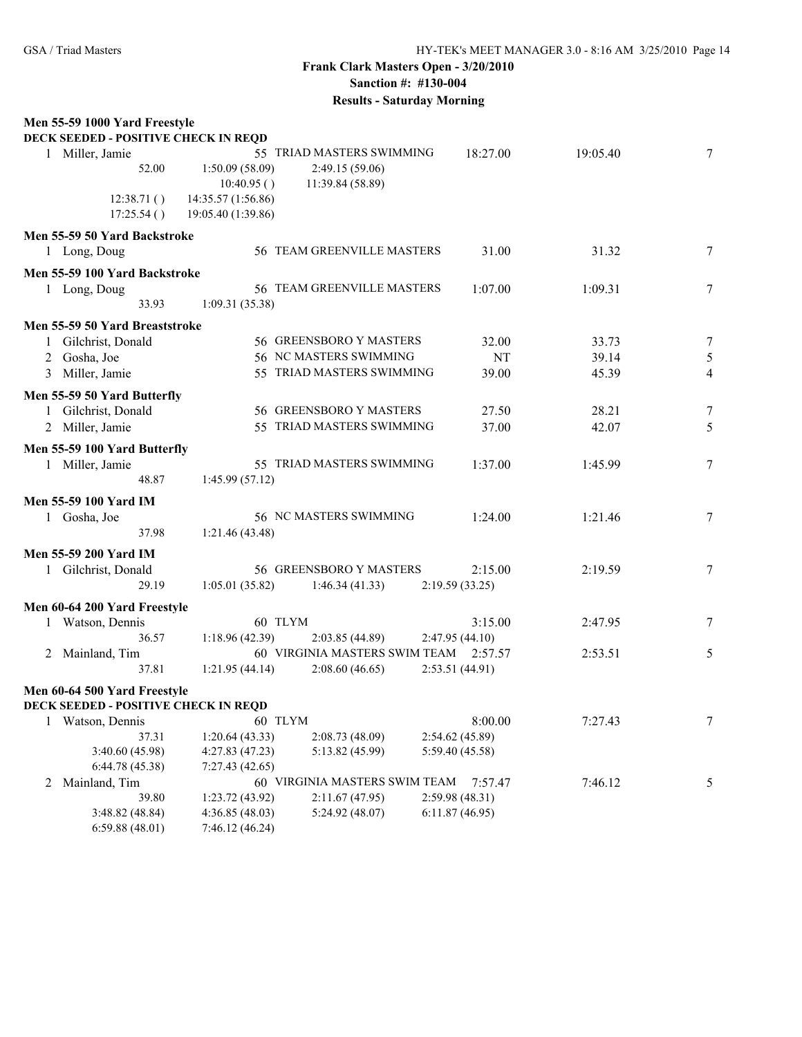**Frank Clark Masters Open - 3/20/2010**
**Sanction #: #130-004**
**Results - Saturday Morning**

### Men 55-59 1000 Yard Freestyle

DECK SEEDED - POSITIVE CHECK IN REQD

| Place | Name | Age | Team | Seed Time | Finals Time | Points |
|---|---|---|---|---|---|---|
| 1 | Miller, Jamie | 55 | TRIAD MASTERS SWIMMING | 18:27.00 | 19:05.40 | 7 |

52.00 1:50.09 (58.09) 2:49.15 (59.06)
10:40.95 () 11:39.84 (58.89)
12:38.71 () 14:35.57 (1:56.86)
17:25.54 () 19:05.40 (1:39.86)

### Men 55-59 50 Yard Backstroke

| Place | Name | Age | Team | Seed Time | Finals Time | Points |
|---|---|---|---|---|---|---|
| 1 | Long, Doug | 56 | TEAM GREENVILLE MASTERS | 31.00 | 31.32 | 7 |

### Men 55-59 100 Yard Backstroke

| Place | Name | Age | Team | Seed Time | Finals Time | Points |
|---|---|---|---|---|---|---|
| 1 | Long, Doug | 56 | TEAM GREENVILLE MASTERS | 1:07.00 | 1:09.31 | 7 |

33.93 1:09.31 (35.38)

### Men 55-59 50 Yard Breaststroke

| Place | Name | Age | Team | Seed Time | Finals Time | Points |
|---|---|---|---|---|---|---|
| 1 | Gilchrist, Donald | 56 | GREENSBORO Y MASTERS | 32.00 | 33.73 | 7 |
| 2 | Gosha, Joe | 56 | NC MASTERS SWIMMING | NT | 39.14 | 5 |
| 3 | Miller, Jamie | 55 | TRIAD MASTERS SWIMMING | 39.00 | 45.39 | 4 |

### Men 55-59 50 Yard Butterfly

| Place | Name | Age | Team | Seed Time | Finals Time | Points |
|---|---|---|---|---|---|---|
| 1 | Gilchrist, Donald | 56 | GREENSBORO Y MASTERS | 27.50 | 28.21 | 7 |
| 2 | Miller, Jamie | 55 | TRIAD MASTERS SWIMMING | 37.00 | 42.07 | 5 |

### Men 55-59 100 Yard Butterfly

| Place | Name | Age | Team | Seed Time | Finals Time | Points |
|---|---|---|---|---|---|---|
| 1 | Miller, Jamie | 55 | TRIAD MASTERS SWIMMING | 1:37.00 | 1:45.99 | 7 |

48.87 1:45.99 (57.12)

### Men 55-59 100 Yard IM

| Place | Name | Age | Team | Seed Time | Finals Time | Points |
|---|---|---|---|---|---|---|
| 1 | Gosha, Joe | 56 | NC MASTERS SWIMMING | 1:24.00 | 1:21.46 | 7 |

37.98 1:21.46 (43.48)

### Men 55-59 200 Yard IM

| Place | Name | Age | Team | Seed Time | Finals Time | Points |
|---|---|---|---|---|---|---|
| 1 | Gilchrist, Donald | 56 | GREENSBORO Y MASTERS | 2:15.00 | 2:19.59 | 7 |

29.19 1:05.01 (35.82) 1:46.34 (41.33) 2:19.59 (33.25)

### Men 60-64 200 Yard Freestyle

| Place | Name | Age | Team | Seed Time | Finals Time | Points |
|---|---|---|---|---|---|---|
| 1 | Watson, Dennis | 60 | TLYM | 3:15.00 | 2:47.95 | 7 |
| 2 | Mainland, Tim | 60 | VIRGINIA MASTERS SWIM TEAM | 2:57.57 | 2:53.51 | 5 |

Watson: 36.57 1:18.96 (42.39) 2:03.85 (44.89) 2:47.95 (44.10)

Mainland: 37.81 1:21.95 (44.14) 2:08.60 (46.65) 2:53.51 (44.91)

### Men 60-64 500 Yard Freestyle

DECK SEEDED - POSITIVE CHECK IN REQD

| Place | Name | Age | Team | Seed Time | Finals Time | Points |
|---|---|---|---|---|---|---|
| 1 | Watson, Dennis | 60 | TLYM | 8:00.00 | 7:27.43 | 7 |
| 2 | Mainland, Tim | 60 | VIRGINIA MASTERS SWIM TEAM | 7:57.47 | 7:46.12 | 5 |

Watson:
37.31 1:20.64 (43.33) 2:08.73 (48.09) 2:54.62 (45.89)
3:40.60 (45.98) 4:27.83 (47.23) 5:13.82 (45.99) 5:59.40 (45.58)
6:44.78 (45.38) 7:27.43 (42.65)

Mainland:
39.80 1:23.72 (43.92) 2:11.67 (47.95) 2:59.98 (48.31)
3:48.82 (48.84) 4:36.85 (48.03) 5:24.92 (48.07) 6:11.87 (46.95)
6:59.88 (48.01) 7:46.12 (46.24)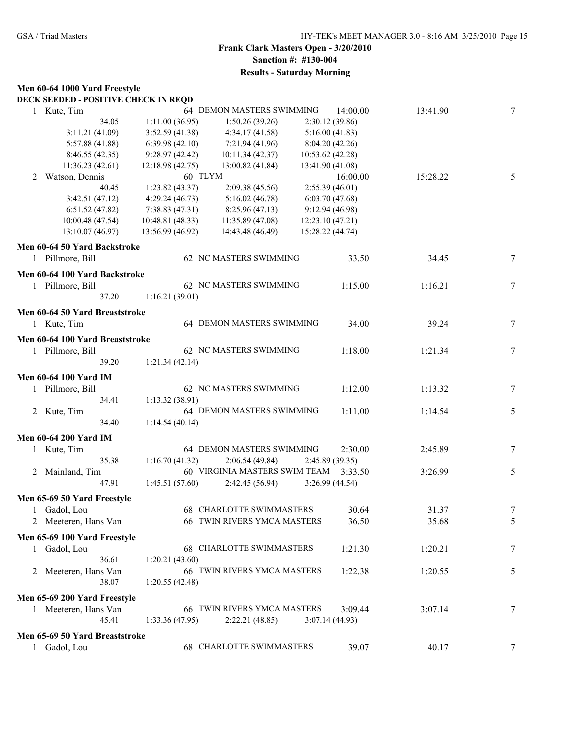**Frank Clark Masters Open - 3/20/2010**
**Sanction #: #130-004**
**Results - Saturday Morning**

### Men 60-64 1000 Yard Freestyle

**DECK SEEDED - POSITIVE CHECK IN REQD**

1 Kute, Tim — 64 DEMON MASTERS SWIMMING — 14:00.00 — 13:41.90 — 7

| | | | |
|---|---|---|---|
| 34.05 | 1:11.00 (36.95) | 1:50.26 (39.26) | 2:30.12 (39.86) |
| 3:11.21 (41.09) | 3:52.59 (41.38) | 4:34.17 (41.58) | 5:16.00 (41.83) |
| 5:57.88 (41.88) | 6:39.98 (42.10) | 7:21.94 (41.96) | 8:04.20 (42.26) |
| 8:46.55 (42.35) | 9:28.97 (42.42) | 10:11.34 (42.37) | 10:53.62 (42.28) |
| 11:36.23 (42.61) | 12:18.98 (42.75) | 13:00.82 (41.84) | 13:41.90 (41.08) |

2 Watson, Dennis — 60 TLYM — 16:00.00 — 15:28.22 — 5

| | | | |
|---|---|---|---|
| 40.45 | 1:23.82 (43.37) | 2:09.38 (45.56) | 2:55.39 (46.01) |
| 3:42.51 (47.12) | 4:29.24 (46.73) | 5:16.02 (46.78) | 6:03.70 (47.68) |
| 6:51.52 (47.82) | 7:38.83 (47.31) | 8:25.96 (47.13) | 9:12.94 (46.98) |
| 10:00.48 (47.54) | 10:48.81 (48.33) | 11:35.89 (47.08) | 12:23.10 (47.21) |
| 13:10.07 (46.97) | 13:56.99 (46.92) | 14:43.48 (46.49) | 15:28.22 (44.74) |

### Men 60-64 50 Yard Backstroke

1 Pillmore, Bill — 62 NC MASTERS SWIMMING — 33.50 — 34.45 — 7

### Men 60-64 100 Yard Backstroke

1 Pillmore, Bill — 62 NC MASTERS SWIMMING — 1:15.00 — 1:16.21 — 7
 37.20 — 1:16.21 (39.01)

### Men 60-64 50 Yard Breaststroke

1 Kute, Tim — 64 DEMON MASTERS SWIMMING — 34.00 — 39.24 — 7

### Men 60-64 100 Yard Breaststroke

1 Pillmore, Bill — 62 NC MASTERS SWIMMING — 1:18.00 — 1:21.34 — 7
 39.20 — 1:21.34 (42.14)

### Men 60-64 100 Yard IM

1 Pillmore, Bill — 62 NC MASTERS SWIMMING — 1:12.00 — 1:13.32 — 7
 34.41 — 1:13.32 (38.91)

2 Kute, Tim — 64 DEMON MASTERS SWIMMING — 1:11.00 — 1:14.54 — 5
 34.40 — 1:14.54 (40.14)

### Men 60-64 200 Yard IM

1 Kute, Tim — 64 DEMON MASTERS SWIMMING — 2:30.00 — 2:45.89 — 7
 35.38 — 1:16.70 (41.32) — 2:06.54 (49.84) — 2:45.89 (39.35)

2 Mainland, Tim — 60 VIRGINIA MASTERS SWIM TEAM — 3:33.50 — 3:26.99 — 5
 47.91 — 1:45.51 (57.60) — 2:42.45 (56.94) — 3:26.99 (44.54)

### Men 65-69 50 Yard Freestyle

1 Gadol, Lou — 68 CHARLOTTE SWIMMASTERS — 30.64 — 31.37 — 7

2 Meeteren, Hans Van — 66 TWIN RIVERS YMCA MASTERS — 36.50 — 35.68 — 5

### Men 65-69 100 Yard Freestyle

1 Gadol, Lou — 68 CHARLOTTE SWIMMASTERS — 1:21.30 — 1:20.21 — 7
 36.61 — 1:20.21 (43.60)

2 Meeteren, Hans Van — 66 TWIN RIVERS YMCA MASTERS — 1:22.38 — 1:20.55 — 5
 38.07 — 1:20.55 (42.48)

### Men 65-69 200 Yard Freestyle

1 Meeteren, Hans Van — 66 TWIN RIVERS YMCA MASTERS — 3:09.44 — 3:07.14 — 7
 45.41 — 1:33.36 (47.95) — 2:22.21 (48.85) — 3:07.14 (44.93)

### Men 65-69 50 Yard Breaststroke

1 Gadol, Lou — 68 CHARLOTTE SWIMMASTERS — 39.07 — 40.17 — 7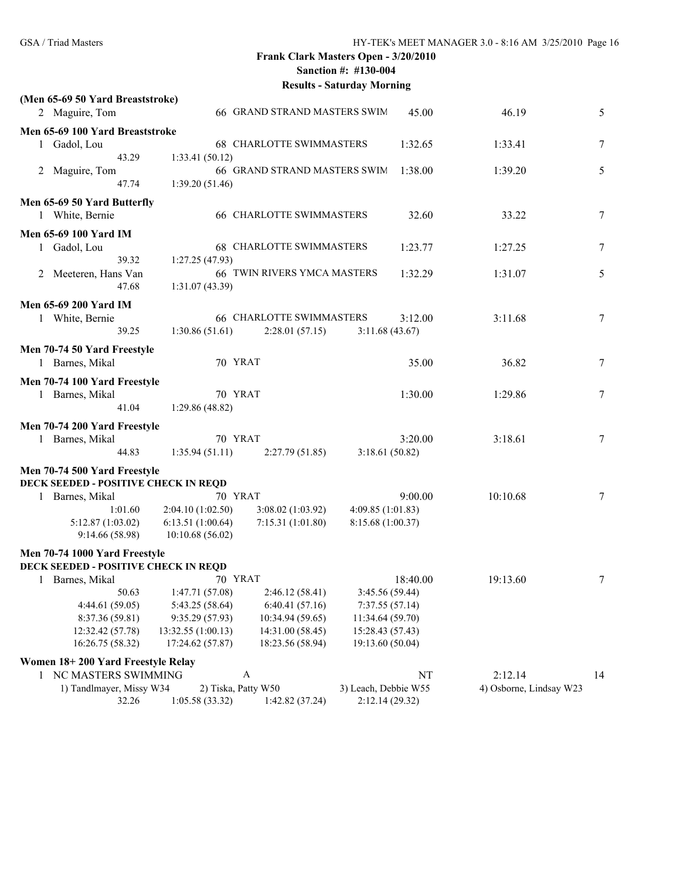**Frank Clark Masters Open - 3/20/2010**
**Sanction #: #130-004**
**Results - Saturday Morning**

**(Men 65-69 50 Yard Breaststroke)**

```
  2 Maguire, Tom                66 GRAND STRAND MASTERS SWIM     45.00          46.19        5
```

**Men 65-69 100 Yard Breaststroke**

```
  1 Gadol, Lou                  68 CHARLOTTE SWIMMASTERS       1:32.65        1:33.41        7
          43.29      1:33.41 (50.12)
  2 Maguire, Tom                66 GRAND STRAND MASTERS SWIM   1:38.00        1:39.20        5
          47.74      1:39.20 (51.46)
```

**Men 65-69 50 Yard Butterfly**

```
  1 White, Bernie               66 CHARLOTTE SWIMMASTERS         32.60          33.22        7
```

**Men 65-69 100 Yard IM**

```
  1 Gadol, Lou                  68 CHARLOTTE SWIMMASTERS       1:23.77        1:27.25        7
          39.32      1:27.25 (47.93)
  2 Meeteren, Hans Van          66 TWIN RIVERS YMCA MASTERS    1:32.29        1:31.07        5
          47.68      1:31.07 (43.39)
```

**Men 65-69 200 Yard IM**

```
  1 White, Bernie               66 CHARLOTTE SWIMMASTERS       3:12.00        3:11.68        7
          39.25      1:30.86 (51.61)    2:28.01 (57.15)    3:11.68 (43.67)
```

**Men 70-74 50 Yard Freestyle**

```
  1 Barnes, Mikal               70 YRAT                          35.00          36.82        7
```

**Men 70-74 100 Yard Freestyle**

```
  1 Barnes, Mikal               70 YRAT                        1:30.00        1:29.86        7
          41.04      1:29.86 (48.82)
```

**Men 70-74 200 Yard Freestyle**

```
  1 Barnes, Mikal               70 YRAT                        3:20.00        3:18.61        7
          44.83      1:35.94 (51.11)    2:27.79 (51.85)    3:18.61 (50.82)
```

**Men 70-74 500 Yard Freestyle**
**DECK SEEDED - POSITIVE CHECK IN REQD**

```
  1 Barnes, Mikal               70 YRAT                        9:00.00       10:10.68        7
        1:01.60        2:04.10 (1:02.50)    3:08.02 (1:03.92)    4:09.85 (1:01.83)
  5:12.87 (1:03.02)    6:13.51 (1:00.64)    7:15.31 (1:01.80)    8:15.68 (1:00.37)
  9:14.66 (58.98)     10:10.68 (56.02)
```

**Men 70-74 1000 Yard Freestyle**
**DECK SEEDED - POSITIVE CHECK IN REQD**

```
  1 Barnes, Mikal               70 YRAT                       18:40.00       19:13.60        7
          50.63        1:47.71 (57.08)      2:46.12 (58.41)      3:45.56 (59.44)
  4:44.61 (59.05)      5:43.25 (58.64)      6:40.41 (57.16)      7:37.55 (57.14)
  8:37.36 (59.81)      9:35.29 (57.93)     10:34.94 (59.65)     11:34.64 (59.70)
 12:32.42 (57.78)     13:32.55 (1:00.13)   14:31.00 (58.45)     15:28.43 (57.43)
 16:26.75 (58.32)     17:24.62 (57.87)     18:23.56 (58.94)     19:13.60 (50.04)
```

**Women 18+ 200 Yard Freestyle Relay**

```
  1 NC MASTERS SWIMMING               A                            NT        2:12.14       14
    1) Tandlmayer, Missy W34    2) Tiska, Patty W50    3) Leach, Debbie W55    4) Osborne, Lindsay W23
          32.26      1:05.58 (33.32)    1:42.82 (37.24)    2:12.14 (29.32)
```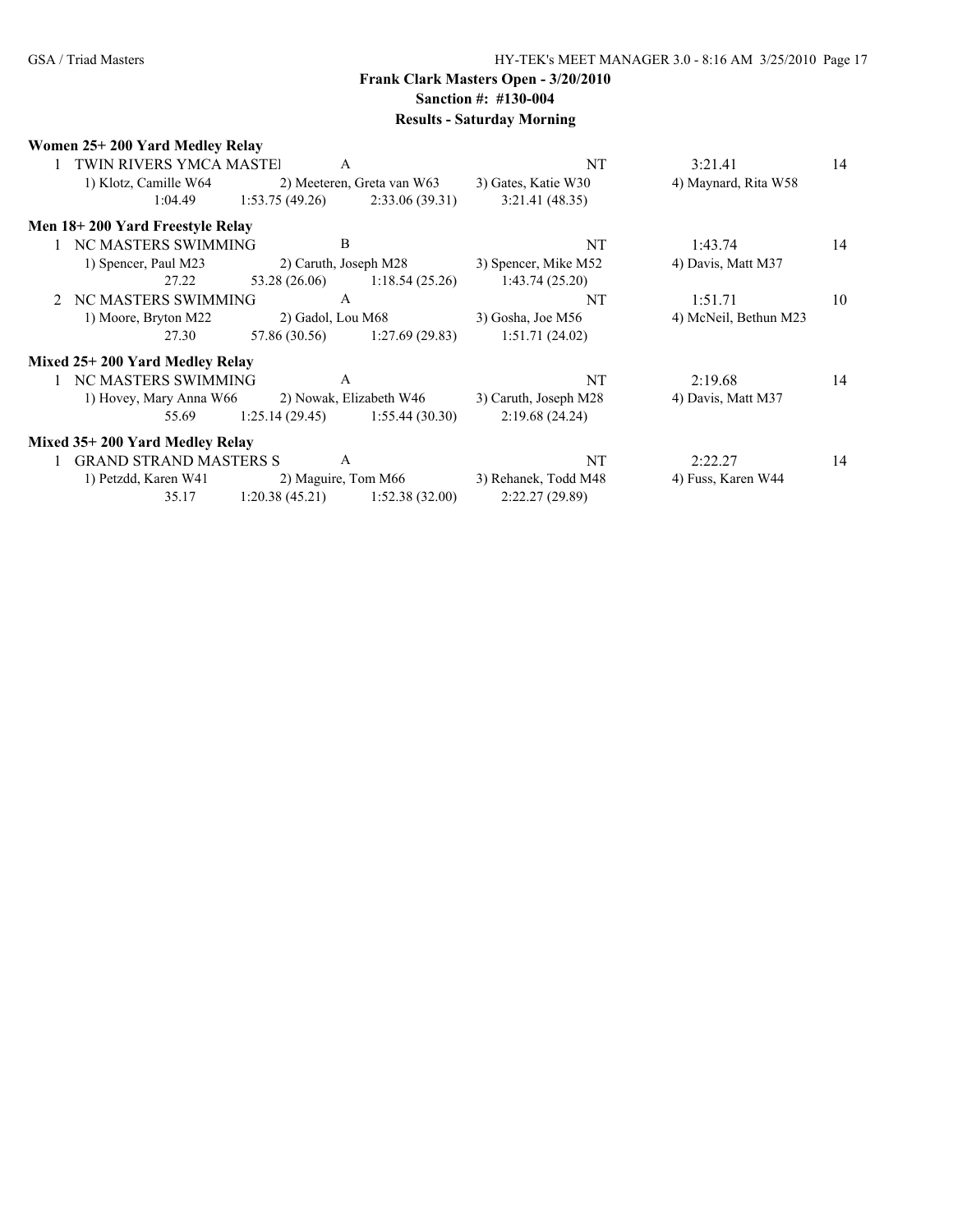**Frank Clark Masters Open - 3/20/2010**

**Sanction #: #130-004**

**Results - Saturday Morning**

### Women 25+ 200 Yard Medley Relay

| | | | | | | |
|---|---|---|---|---|---|---|
| 1 | TWIN RIVERS YMCA MASTEI | A | | NT | 3:21.41 | 14 |
| | 1) Klotz, Camille W64 | 2) Meeteren, Greta van W63 | 3) Gates, Katie W30 | 4) Maynard, Rita W58 | | |
| | 1:04.49 | 1:53.75 (49.26) | 2:33.06 (39.31) | 3:21.41 (48.35) | | |

### Men 18+ 200 Yard Freestyle Relay

| | | | | | | |
|---|---|---|---|---|---|---|
| 1 | NC MASTERS SWIMMING | B | | NT | 1:43.74 | 14 |
| | 1) Spencer, Paul M23 | 2) Caruth, Joseph M28 | 3) Spencer, Mike M52 | 4) Davis, Matt M37 | | |
| | 27.22 | 53.28 (26.06) | 1:18.54 (25.26) | 1:43.74 (25.20) | | |
| 2 | NC MASTERS SWIMMING | A | | NT | 1:51.71 | 10 |
| | 1) Moore, Bryton M22 | 2) Gadol, Lou M68 | 3) Gosha, Joe M56 | 4) McNeil, Bethun M23 | | |
| | 27.30 | 57.86 (30.56) | 1:27.69 (29.83) | 1:51.71 (24.02) | | |

### Mixed 25+ 200 Yard Medley Relay

| | | | | | | |
|---|---|---|---|---|---|---|
| 1 | NC MASTERS SWIMMING | A | | NT | 2:19.68 | 14 |
| | 1) Hovey, Mary Anna W66 | 2) Nowak, Elizabeth W46 | 3) Caruth, Joseph M28 | 4) Davis, Matt M37 | | |
| | 55.69 | 1:25.14 (29.45) | 1:55.44 (30.30) | 2:19.68 (24.24) | | |

### Mixed 35+ 200 Yard Medley Relay

| | | | | | | |
|---|---|---|---|---|---|---|
| 1 | GRAND STRAND MASTERS S | A | | NT | 2:22.27 | 14 |
| | 1) Petzdd, Karen W41 | 2) Maguire, Tom M66 | 3) Rehanek, Todd M48 | 4) Fuss, Karen W44 | | |
| | 35.17 | 1:20.38 (45.21) | 1:52.38 (32.00) | 2:22.27 (29.89) | | |